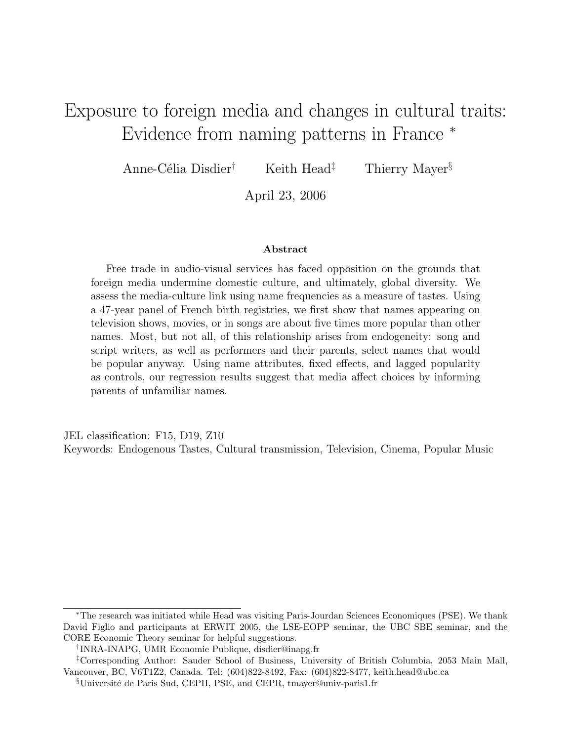# Exposure to foreign media and changes in cultural traits: Evidence from naming patterns in France *

Anne-Célia Disdier[†] Keith Head[‡] Thierry Mayer[§]

April 23, 2006

### Abstract

Free trade in audio-visual services has faced opposition on the grounds that foreign media undermine domestic culture, and ultimately, global diversity. We assess the media-culture link using name frequencies as a measure of tastes. Using a 47-year panel of French birth registries, we first show that names appearing on television shows, movies, or in songs are about five times more popular than other names. Most, but not all, of this relationship arises from endogeneity: song and script writers, as well as performers and their parents, select names that would be popular anyway. Using name attributes, fixed effects, and lagged popularity as controls, our regression results suggest that media affect choices by informing parents of unfamiliar names.

JEL classification: F15, D19, Z10

Keywords: Endogenous Tastes, Cultural transmission, Television, Cinema, Popular Music

---

*The research was initiated while Head was visiting Paris-Jourdan Sciences Economiques (PSE). We thank David Figlio and participants at ERWIT 2005, the LSE-EOPP seminar, the UBC SBE seminar, and the CORE Economic Theory seminar for helpful suggestions.

[†]INRA-INAPG, UMR Economie Publique, disdier@inapg.fr

[‡]Corresponding Author: Sauder School of Business, University of British Columbia, 2053 Main Mall, Vancouver, BC, V6T1Z2, Canada. Tel: (604)822-8492, Fax: (604)822-8477, keith.head@ubc.ca

[§]Université de Paris Sud, CEPII, PSE, and CEPR, tmayer@univ-paris1.fr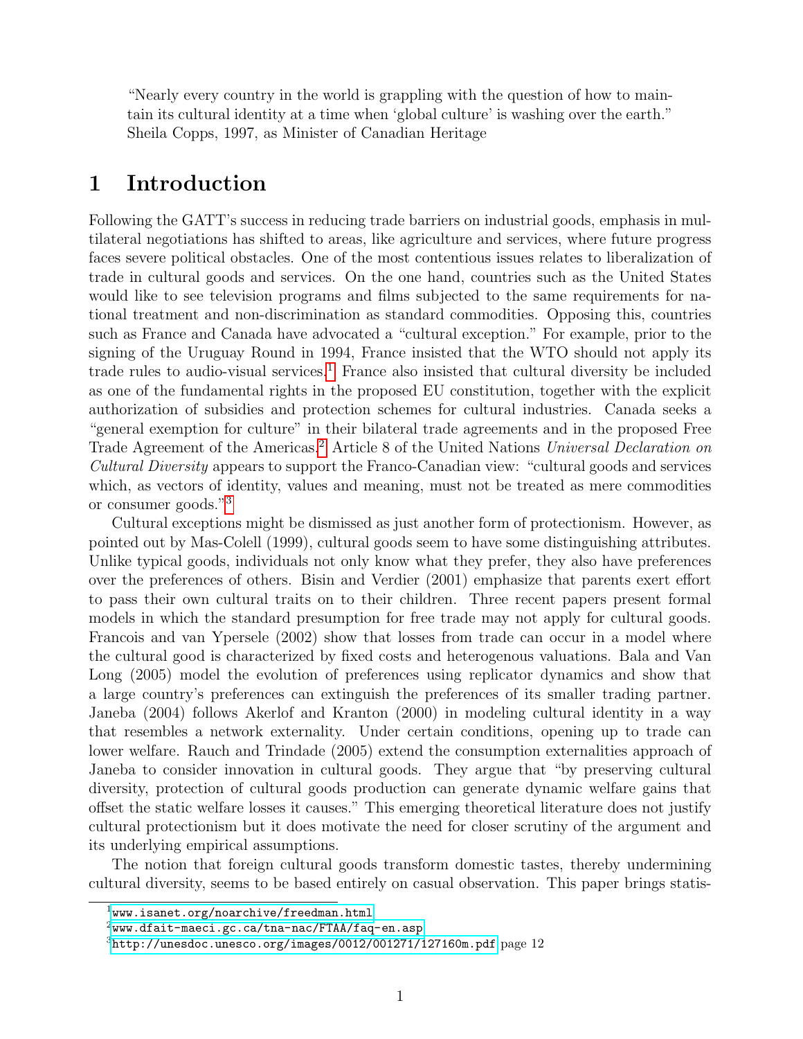> "Nearly every country in the world is grappling with the question of how to maintain its cultural identity at a time when 'global culture' is washing over the earth."
> Sheila Copps, 1997, as Minister of Canadian Heritage

# 1 Introduction

Following the GATT's success in reducing trade barriers on industrial goods, emphasis in multilateral negotiations has shifted to areas, like agriculture and services, where future progress faces severe political obstacles. One of the most contentious issues relates to liberalization of trade in cultural goods and services. On the one hand, countries such as the United States would like to see television programs and films subjected to the same requirements for national treatment and non-discrimination as standard commodities. Opposing this, countries such as France and Canada have advocated a "cultural exception." For example, prior to the signing of the Uruguay Round in 1994, France insisted that the WTO should not apply its trade rules to audio-visual services.[1] France also insisted that cultural diversity be included as one of the fundamental rights in the proposed EU constitution, together with the explicit authorization of subsidies and protection schemes for cultural industries. Canada seeks a "general exemption for culture" in their bilateral trade agreements and in the proposed Free Trade Agreement of the Americas.[2] Article 8 of the United Nations *Universal Declaration on Cultural Diversity* appears to support the Franco-Canadian view: "cultural goods and services which, as vectors of identity, values and meaning, must not be treated as mere commodities or consumer goods."[3]

Cultural exceptions might be dismissed as just another form of protectionism. However, as pointed out by Mas-Colell (1999), cultural goods seem to have some distinguishing attributes. Unlike typical goods, individuals not only know what they prefer, they also have preferences over the preferences of others. Bisin and Verdier (2001) emphasize that parents exert effort to pass their own cultural traits on to their children. Three recent papers present formal models in which the standard presumption for free trade may not apply for cultural goods. Francois and van Ypersele (2002) show that losses from trade can occur in a model where the cultural good is characterized by fixed costs and heterogenous valuations. Bala and Van Long (2005) model the evolution of preferences using replicator dynamics and show that a large country's preferences can extinguish the preferences of its smaller trading partner. Janeba (2004) follows Akerlof and Kranton (2000) in modeling cultural identity in a way that resembles a network externality. Under certain conditions, opening up to trade can lower welfare. Rauch and Trindade (2005) extend the consumption externalities approach of Janeba to consider innovation in cultural goods. They argue that "by preserving cultural diversity, protection of cultural goods production can generate dynamic welfare gains that offset the static welfare losses it causes." This emerging theoretical literature does not justify cultural protectionism but it does motivate the need for closer scrutiny of the argument and its underlying empirical assumptions.

The notion that foreign cultural goods transform domestic tastes, thereby undermining cultural diversity, seems to be based entirely on casual observation. This paper brings statis-

[1] www.isanet.org/noarchive/freedman.html

[2] www.dfait-maeci.gc.ca/tna-nac/FTAA/faq-en.asp

[3] http://unesdoc.unesco.org/images/0012/001271/127160m.pdf page 12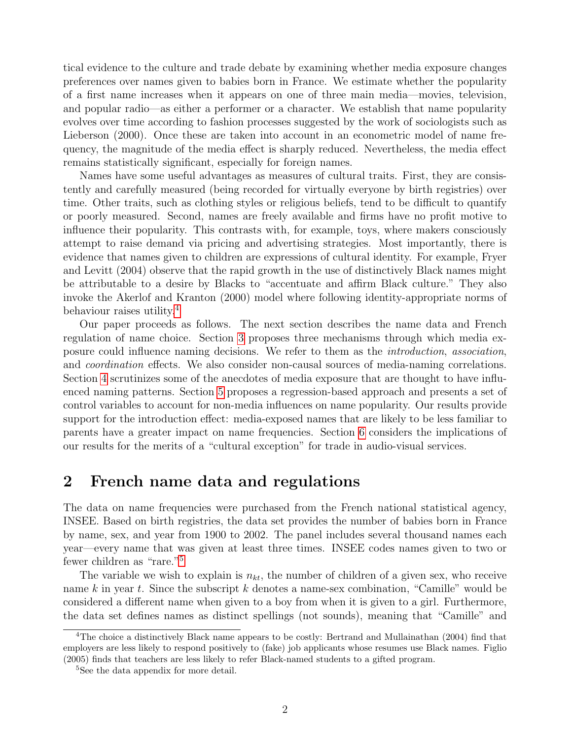tical evidence to the culture and trade debate by examining whether media exposure changes preferences over names given to babies born in France. We estimate whether the popularity of a first name increases when it appears on one of three main media—movies, television, and popular radio—as either a performer or a character. We establish that name popularity evolves over time according to fashion processes suggested by the work of sociologists such as Lieberson (2000). Once these are taken into account in an econometric model of name frequency, the magnitude of the media effect is sharply reduced. Nevertheless, the media effect remains statistically significant, especially for foreign names.

Names have some useful advantages as measures of cultural traits. First, they are consistently and carefully measured (being recorded for virtually everyone by birth registries) over time. Other traits, such as clothing styles or religious beliefs, tend to be difficult to quantify or poorly measured. Second, names are freely available and firms have no profit motive to influence their popularity. This contrasts with, for example, toys, where makers consciously attempt to raise demand via pricing and advertising strategies. Most importantly, there is evidence that names given to children are expressions of cultural identity. For example, Fryer and Levitt (2004) observe that the rapid growth in the use of distinctively Black names might be attributable to a desire by Blacks to "accentuate and affirm Black culture." They also invoke the Akerlof and Kranton (2000) model where following identity-appropriate norms of behaviour raises utility.[4]

Our paper proceeds as follows. The next section describes the name data and French regulation of name choice. Section 3 proposes three mechanisms through which media exposure could influence naming decisions. We refer to them as the *introduction*, *association*, and *coordination* effects. We also consider non-causal sources of media-naming correlations. Section 4 scrutinizes some of the anecdotes of media exposure that are thought to have influenced naming patterns. Section 5 proposes a regression-based approach and presents a set of control variables to account for non-media influences on name popularity. Our results provide support for the introduction effect: media-exposed names that are likely to be less familiar to parents have a greater impact on name frequencies. Section 6 considers the implications of our results for the merits of a "cultural exception" for trade in audio-visual services.

## 2 French name data and regulations

The data on name frequencies were purchased from the French national statistical agency, INSEE. Based on birth registries, the data set provides the number of babies born in France by name, sex, and year from 1900 to 2002. The panel includes several thousand names each year—every name that was given at least three times. INSEE codes names given to two or fewer children as "rare."[5]

The variable we wish to explain is $n_{kt}$, the number of children of a given sex, who receive name $k$ in year $t$. Since the subscript $k$ denotes a name-sex combination, "Camille" would be considered a different name when given to a boy from when it is given to a girl. Furthermore, the data set defines names as distinct spellings (not sounds), meaning that "Camille" and

[4] The choice a distinctively Black name appears to be costly: Bertrand and Mullainathan (2004) find that employers are less likely to respond positively to (fake) job applicants whose resumes use Black names. Figlio (2005) finds that teachers are less likely to refer Black-named students to a gifted program.

[5] See the data appendix for more detail.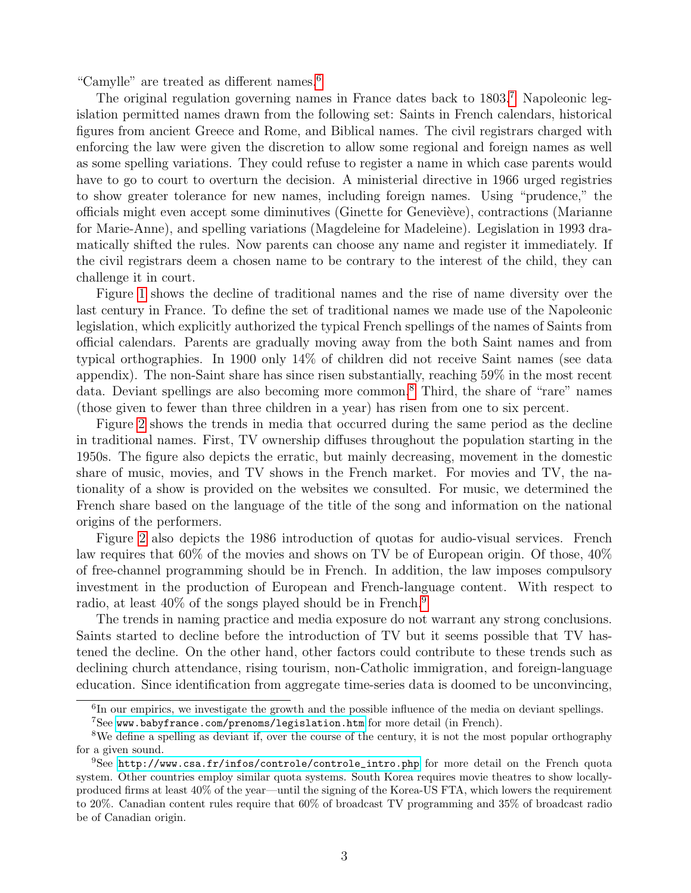"Camylle" are treated as different names.[6]

The original regulation governing names in France dates back to 1803.[7] Napoleonic legislation permitted names drawn from the following set: Saints in French calendars, historical figures from ancient Greece and Rome, and Biblical names. The civil registrars charged with enforcing the law were given the discretion to allow some regional and foreign names as well as some spelling variations. They could refuse to register a name in which case parents would have to go to court to overturn the decision. A ministerial directive in 1966 urged registries to show greater tolerance for new names, including foreign names. Using "prudence," the officials might even accept some diminutives (Ginette for Geneviève), contractions (Marianne for Marie-Anne), and spelling variations (Magdeleine for Madeleine). Legislation in 1993 dramatically shifted the rules. Now parents can choose any name and register it immediately. If the civil registrars deem a chosen name to be contrary to the interest of the child, they can challenge it in court.

Figure 1 shows the decline of traditional names and the rise of name diversity over the last century in France. To define the set of traditional names we made use of the Napoleonic legislation, which explicitly authorized the typical French spellings of the names of Saints from official calendars. Parents are gradually moving away from the both Saint names and from typical orthographies. In 1900 only 14% of children did not receive Saint names (see data appendix). The non-Saint share has since risen substantially, reaching 59% in the most recent data. Deviant spellings are also becoming more common.[8] Third, the share of "rare" names (those given to fewer than three children in a year) has risen from one to six percent.

Figure 2 shows the trends in media that occurred during the same period as the decline in traditional names. First, TV ownership diffuses throughout the population starting in the 1950s. The figure also depicts the erratic, but mainly decreasing, movement in the domestic share of music, movies, and TV shows in the French market. For movies and TV, the nationality of a show is provided on the websites we consulted. For music, we determined the French share based on the language of the title of the song and information on the national origins of the performers.

Figure 2 also depicts the 1986 introduction of quotas for audio-visual services. French law requires that 60% of the movies and shows on TV be of European origin. Of those, 40% of free-channel programming should be in French. In addition, the law imposes compulsory investment in the production of European and French-language content. With respect to radio, at least 40% of the songs played should be in French.[9]

The trends in naming practice and media exposure do not warrant any strong conclusions. Saints started to decline before the introduction of TV but it seems possible that TV hastened the decline. On the other hand, other factors could contribute to these trends such as declining church attendance, rising tourism, non-Catholic immigration, and foreign-language education. Since identification from aggregate time-series data is doomed to be unconvincing,

[6] In our empirics, we investigate the growth and the possible influence of the media on deviant spellings.

[7] See www.babyfrance.com/prenoms/legislation.htm for more detail (in French).

[8] We define a spelling as deviant if, over the course of the century, it is not the most popular orthography for a given sound.

[9] See http://www.csa.fr/infos/controle/controle_intro.php for more detail on the French quota system. Other countries employ similar quota systems. South Korea requires movie theatres to show locally-produced firms at least 40% of the year—until the signing of the Korea-US FTA, which lowers the requirement to 20%. Canadian content rules require that 60% of broadcast TV programming and 35% of broadcast radio be of Canadian origin.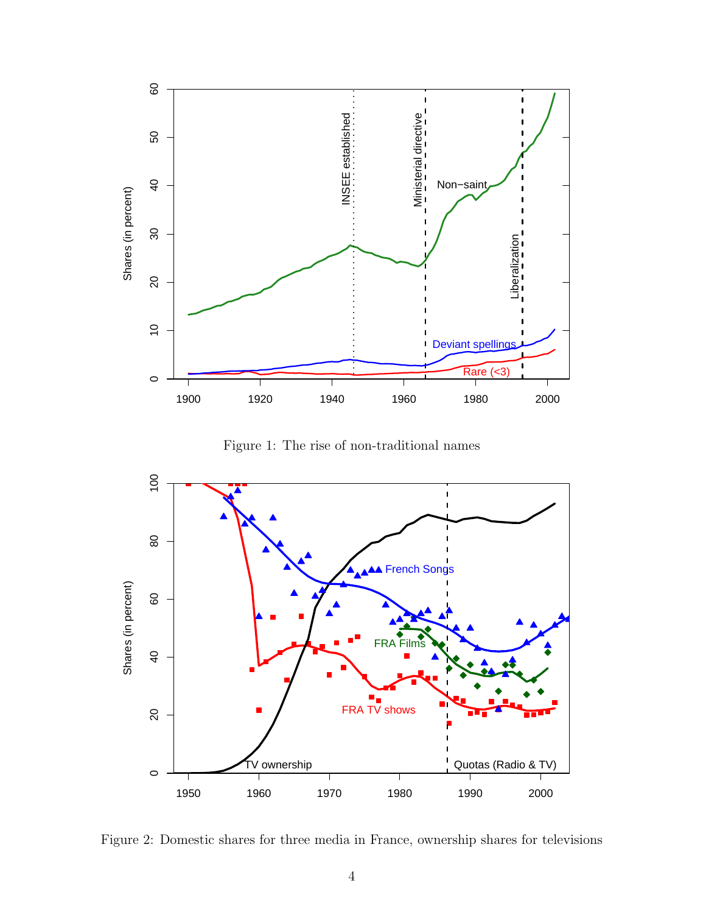Figure 1: The rise of non-traditional names

Figure 2: Domestic shares for three media in France, ownership shares for televisions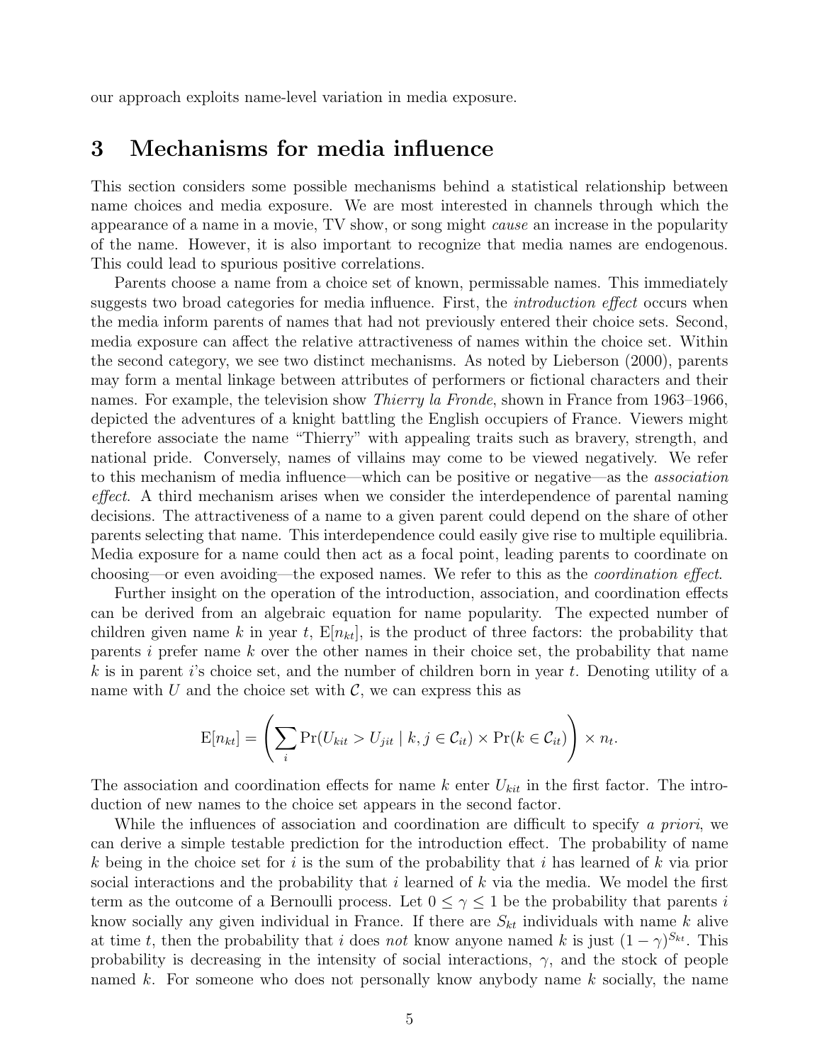our approach exploits name-level variation in media exposure.

# 3 Mechanisms for media influence

This section considers some possible mechanisms behind a statistical relationship between name choices and media exposure. We are most interested in channels through which the appearance of a name in a movie, TV show, or song might *cause* an increase in the popularity of the name. However, it is also important to recognize that media names are endogenous. This could lead to spurious positive correlations.

Parents choose a name from a choice set of known, permissable names. This immediately suggests two broad categories for media influence. First, the *introduction effect* occurs when the media inform parents of names that had not previously entered their choice sets. Second, media exposure can affect the relative attractiveness of names within the choice set. Within the second category, we see two distinct mechanisms. As noted by Lieberson (2000), parents may form a mental linkage between attributes of performers or fictional characters and their names. For example, the television show *Thierry la Fronde*, shown in France from 1963–1966, depicted the adventures of a knight battling the English occupiers of France. Viewers might therefore associate the name "Thierry" with appealing traits such as bravery, strength, and national pride. Conversely, names of villains may come to be viewed negatively. We refer to this mechanism of media influence—which can be positive or negative—as the *association effect*. A third mechanism arises when we consider the interdependence of parental naming decisions. The attractiveness of a name to a given parent could depend on the share of other parents selecting that name. This interdependence could easily give rise to multiple equilibria. Media exposure for a name could then act as a focal point, leading parents to coordinate on choosing—or even avoiding—the exposed names. We refer to this as the *coordination effect*.

Further insight on the operation of the introduction, association, and coordination effects can be derived from an algebraic equation for name popularity. The expected number of children given name $k$ in year $t$, $\mathrm{E}[n_{kt}]$, is the product of three factors: the probability that parents $i$ prefer name $k$ over the other names in their choice set, the probability that name $k$ is in parent $i$'s choice set, and the number of children born in year $t$. Denoting utility of a name with $U$ and the choice set with $\mathcal{C}$, we can express this as

$$\mathrm{E}[n_{kt}] = \left( \sum_i \Pr(U_{kit} > U_{jit} \mid k, j \in \mathcal{C}_{it}) \times \Pr(k \in \mathcal{C}_{it}) \right) \times n_t.$$

The association and coordination effects for name $k$ enter $U_{kit}$ in the first factor. The introduction of new names to the choice set appears in the second factor.

While the influences of association and coordination are difficult to specify *a priori*, we can derive a simple testable prediction for the introduction effect. The probability of name $k$ being in the choice set for $i$ is the sum of the probability that $i$ has learned of $k$ via prior social interactions and the probability that $i$ learned of $k$ via the media. We model the first term as the outcome of a Bernoulli process. Let $0 \leq \gamma \leq 1$ be the probability that parents $i$ know socially any given individual in France. If there are $S_{kt}$ individuals with name $k$ alive at time $t$, then the probability that $i$ does *not* know anyone named $k$ is just $(1-\gamma)^{S_{kt}}$. This probability is decreasing in the intensity of social interactions, $\gamma$, and the stock of people named $k$. For someone who does not personally know anybody name $k$ socially, the name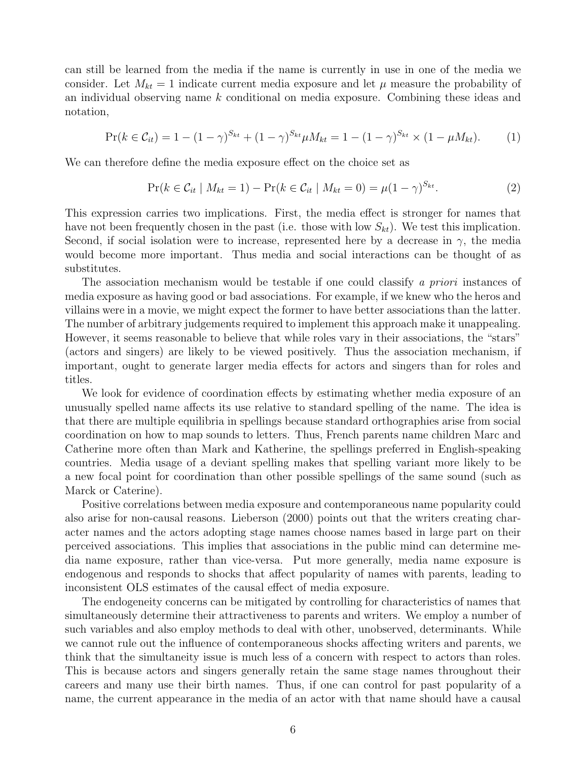can still be learned from the media if the name is currently in use in one of the media we consider. Let $M_{kt} = 1$ indicate current media exposure and let $\mu$ measure the probability of an individual observing name $k$ conditional on media exposure. Combining these ideas and notation,

$$\Pr(k \in \mathcal{C}_{it}) = 1 - (1-\gamma)^{S_{kt}} + (1-\gamma)^{S_{kt}}\mu M_{kt} = 1 - (1-\gamma)^{S_{kt}} \times (1 - \mu M_{kt}). \tag{1}$$

We can therefore define the media exposure effect on the choice set as

$$\Pr(k \in \mathcal{C}_{it} \mid M_{kt} = 1) - \Pr(k \in \mathcal{C}_{it} \mid M_{kt} = 0) = \mu(1-\gamma)^{S_{kt}}. \tag{2}$$

This expression carries two implications. First, the media effect is stronger for names that have not been frequently chosen in the past (i.e. those with low $S_{kt}$). We test this implication. Second, if social isolation were to increase, represented here by a decrease in $\gamma$, the media would become more important. Thus media and social interactions can be thought of as substitutes.

The association mechanism would be testable if one could classify *a priori* instances of media exposure as having good or bad associations. For example, if we knew who the heros and villains were in a movie, we might expect the former to have better associations than the latter. The number of arbitrary judgements required to implement this approach make it unappealing. However, it seems reasonable to believe that while roles vary in their associations, the "stars" (actors and singers) are likely to be viewed positively. Thus the association mechanism, if important, ought to generate larger media effects for actors and singers than for roles and titles.

We look for evidence of coordination effects by estimating whether media exposure of an unusually spelled name affects its use relative to standard spelling of the name. The idea is that there are multiple equilibria in spellings because standard orthographies arise from social coordination on how to map sounds to letters. Thus, French parents name children Marc and Catherine more often than Mark and Katherine, the spellings preferred in English-speaking countries. Media usage of a deviant spelling makes that spelling variant more likely to be a new focal point for coordination than other possible spellings of the same sound (such as Marck or Caterine).

Positive correlations between media exposure and contemporaneous name popularity could also arise for non-causal reasons. Lieberson (2000) points out that the writers creating character names and the actors adopting stage names choose names based in large part on their perceived associations. This implies that associations in the public mind can determine media name exposure, rather than vice-versa. Put more generally, media name exposure is endogenous and responds to shocks that affect popularity of names with parents, leading to inconsistent OLS estimates of the causal effect of media exposure.

The endogeneity concerns can be mitigated by controlling for characteristics of names that simultaneously determine their attractiveness to parents and writers. We employ a number of such variables and also employ methods to deal with other, unobserved, determinants. While we cannot rule out the influence of contemporaneous shocks affecting writers and parents, we think that the simultaneity issue is much less of a concern with respect to actors than roles. This is because actors and singers generally retain the same stage names throughout their careers and many use their birth names. Thus, if one can control for past popularity of a name, the current appearance in the media of an actor with that name should have a causal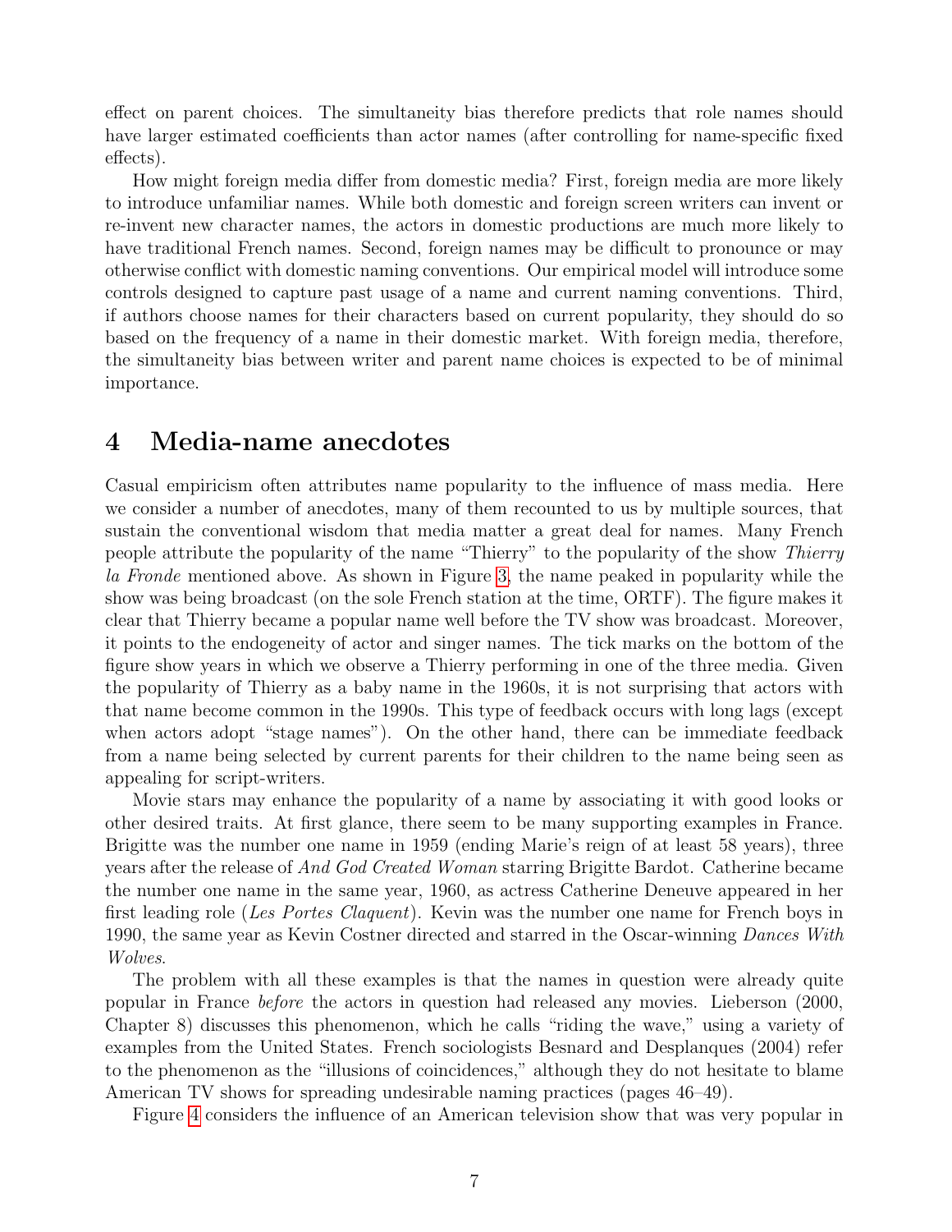effect on parent choices. The simultaneity bias therefore predicts that role names should have larger estimated coefficients than actor names (after controlling for name-specific fixed effects).

How might foreign media differ from domestic media? First, foreign media are more likely to introduce unfamiliar names. While both domestic and foreign screen writers can invent or re-invent new character names, the actors in domestic productions are much more likely to have traditional French names. Second, foreign names may be difficult to pronounce or may otherwise conflict with domestic naming conventions. Our empirical model will introduce some controls designed to capture past usage of a name and current naming conventions. Third, if authors choose names for their characters based on current popularity, they should do so based on the frequency of a name in their domestic market. With foreign media, therefore, the simultaneity bias between writer and parent name choices is expected to be of minimal importance.

## 4 Media-name anecdotes

Casual empiricism often attributes name popularity to the influence of mass media. Here we consider a number of anecdotes, many of them recounted to us by multiple sources, that sustain the conventional wisdom that media matter a great deal for names. Many French people attribute the popularity of the name "Thierry" to the popularity of the show *Thierry la Fronde* mentioned above. As shown in Figure 3, the name peaked in popularity while the show was being broadcast (on the sole French station at the time, ORTF). The figure makes it clear that Thierry became a popular name well before the TV show was broadcast. Moreover, it points to the endogeneity of actor and singer names. The tick marks on the bottom of the figure show years in which we observe a Thierry performing in one of the three media. Given the popularity of Thierry as a baby name in the 1960s, it is not surprising that actors with that name become common in the 1990s. This type of feedback occurs with long lags (except when actors adopt "stage names"). On the other hand, there can be immediate feedback from a name being selected by current parents for their children to the name being seen as appealing for script-writers.

Movie stars may enhance the popularity of a name by associating it with good looks or other desired traits. At first glance, there seem to be many supporting examples in France. Brigitte was the number one name in 1959 (ending Marie's reign of at least 58 years), three years after the release of *And God Created Woman* starring Brigitte Bardot. Catherine became the number one name in the same year, 1960, as actress Catherine Deneuve appeared in her first leading role (*Les Portes Claquent*). Kevin was the number one name for French boys in 1990, the same year as Kevin Costner directed and starred in the Oscar-winning *Dances With Wolves*.

The problem with all these examples is that the names in question were already quite popular in France *before* the actors in question had released any movies. Lieberson (2000, Chapter 8) discusses this phenomenon, which he calls "riding the wave," using a variety of examples from the United States. French sociologists Besnard and Desplanques (2004) refer to the phenomenon as the "illusions of coincidences," although they do not hesitate to blame American TV shows for spreading undesirable naming practices (pages 46–49).

Figure 4 considers the influence of an American television show that was very popular in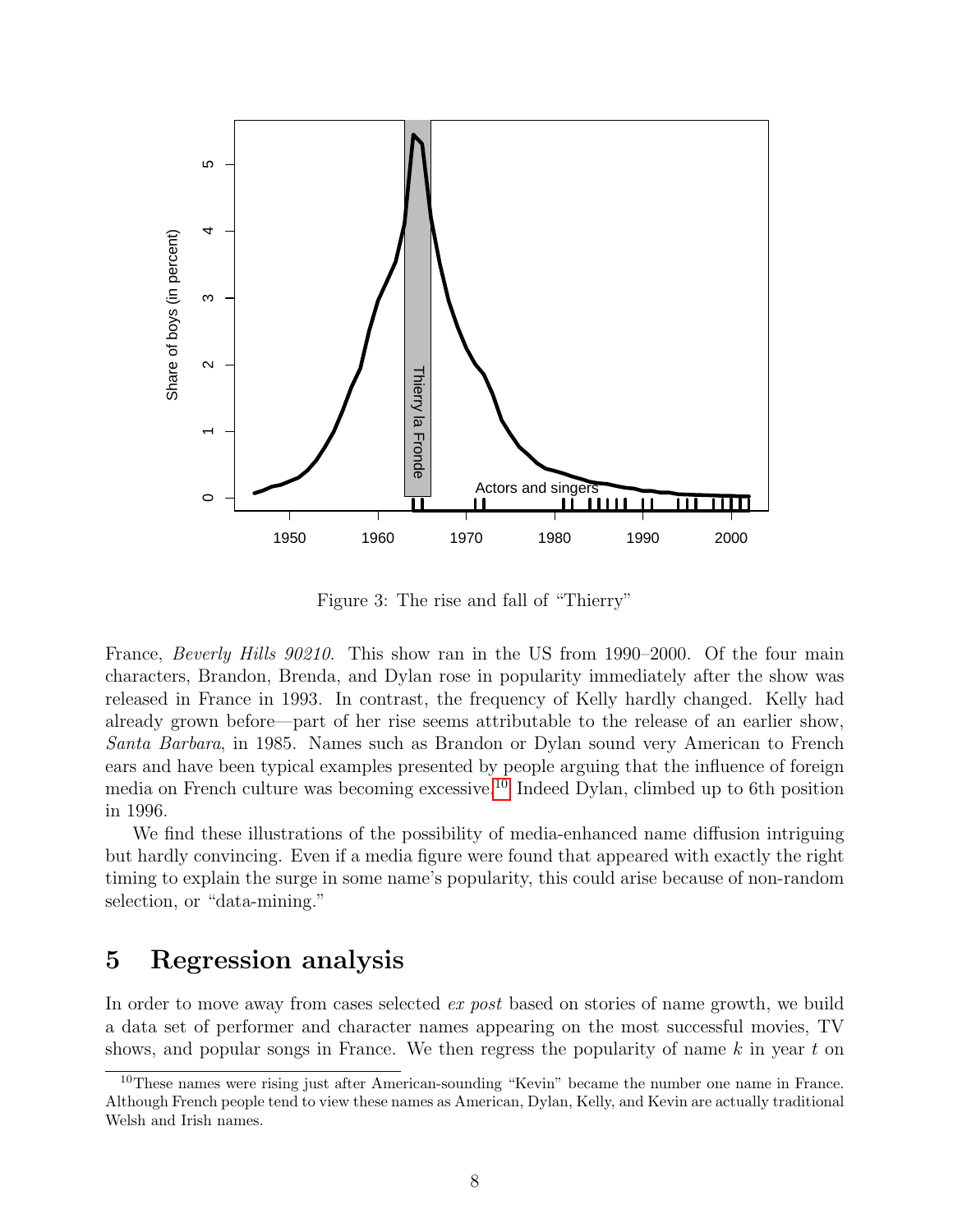Figure 3: The rise and fall of "Thierry"

France, *Beverly Hills 90210*. This show ran in the US from 1990–2000. Of the four main characters, Brandon, Brenda, and Dylan rose in popularity immediately after the show was released in France in 1993. In contrast, the frequency of Kelly hardly changed. Kelly had already grown before—part of her rise seems attributable to the release of an earlier show, *Santa Barbara*, in 1985. Names such as Brandon or Dylan sound very American to French ears and have been typical examples presented by people arguing that the influence of foreign media on French culture was becoming excessive.[10] Indeed Dylan, climbed up to 6th position in 1996.

We find these illustrations of the possibility of media-enhanced name diffusion intriguing but hardly convincing. Even if a media figure were found that appeared with exactly the right timing to explain the surge in some name's popularity, this could arise because of non-random selection, or "data-mining."

## 5 Regression analysis

In order to move away from cases selected *ex post* based on stories of name growth, we build a data set of performer and character names appearing on the most successful movies, TV shows, and popular songs in France. We then regress the popularity of name $k$ in year $t$ on

[10]These names were rising just after American-sounding "Kevin" became the number one name in France. Although French people tend to view these names as American, Dylan, Kelly, and Kevin are actually traditional Welsh and Irish names.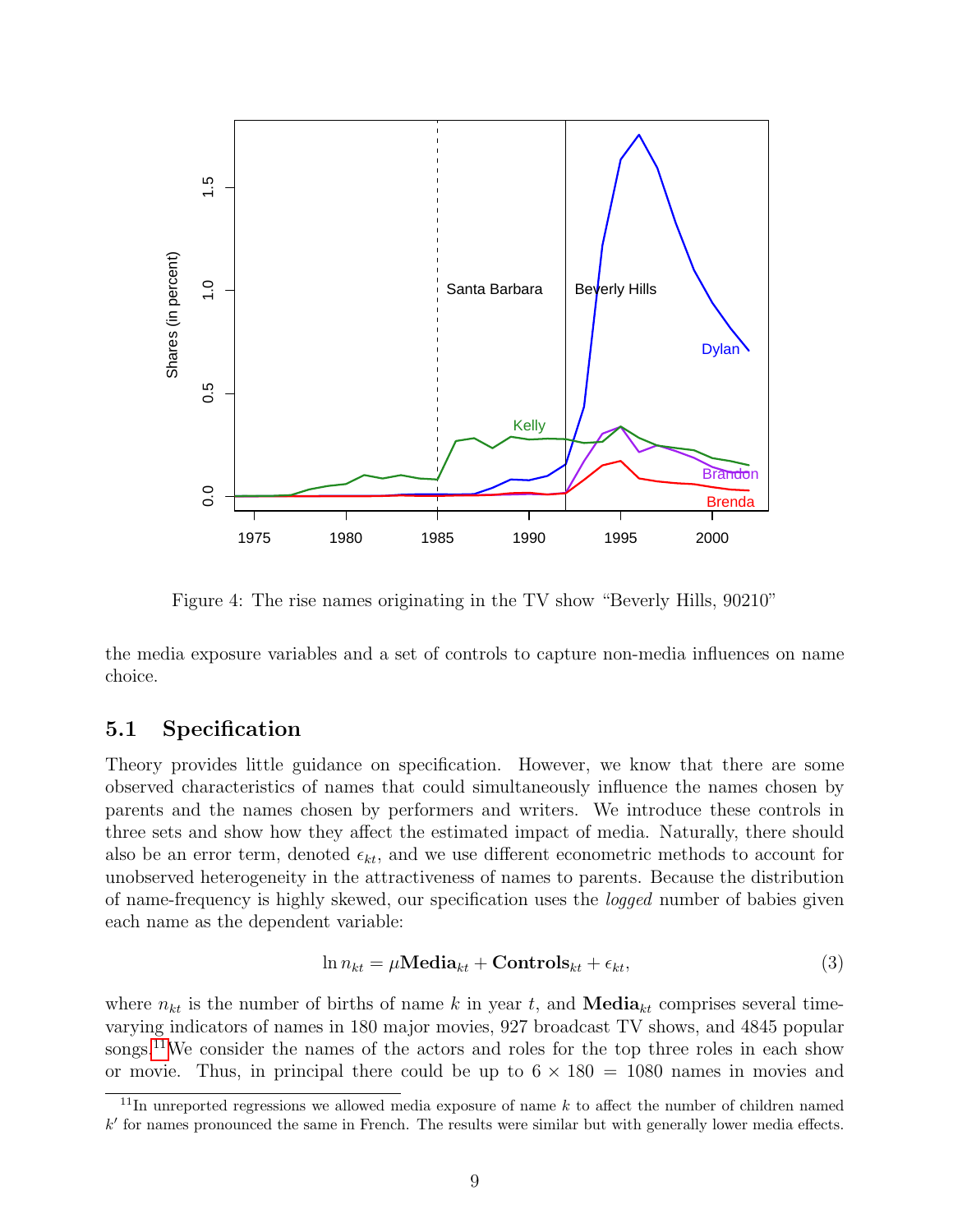Figure 4: The rise names originating in the TV show "Beverly Hills, 90210"

the media exposure variables and a set of controls to capture non-media influences on name choice.

## 5.1 Specification

Theory provides little guidance on specification. However, we know that there are some observed characteristics of names that could simultaneously influence the names chosen by parents and the names chosen by performers and writers. We introduce these controls in three sets and show how they affect the estimated impact of media. Naturally, there should also be an error term, denoted $\epsilon_{kt}$, and we use different econometric methods to account for unobserved heterogeneity in the attractiveness of names to parents. Because the distribution of name-frequency is highly skewed, our specification uses the *logged* number of babies given each name as the dependent variable:

$$\ln n_{kt} = \mu \mathbf{Media}_{kt} + \mathbf{Controls}_{kt} + \epsilon_{kt}, \tag{3}$$

where $n_{kt}$ is the number of births of name $k$ in year $t$, and $\mathbf{Media}_{kt}$ comprises several time-varying indicators of names in 180 major movies, 927 broadcast TV shows, and 4845 popular songs.[11] We consider the names of the actors and roles for the top three roles in each show or movie. Thus, in principal there could be up to $6 \times 180 = 1080$ names in movies and

[11] In unreported regressions we allowed media exposure of name $k$ to affect the number of children named $k'$ for names pronounced the same in French. The results were similar but with generally lower media effects.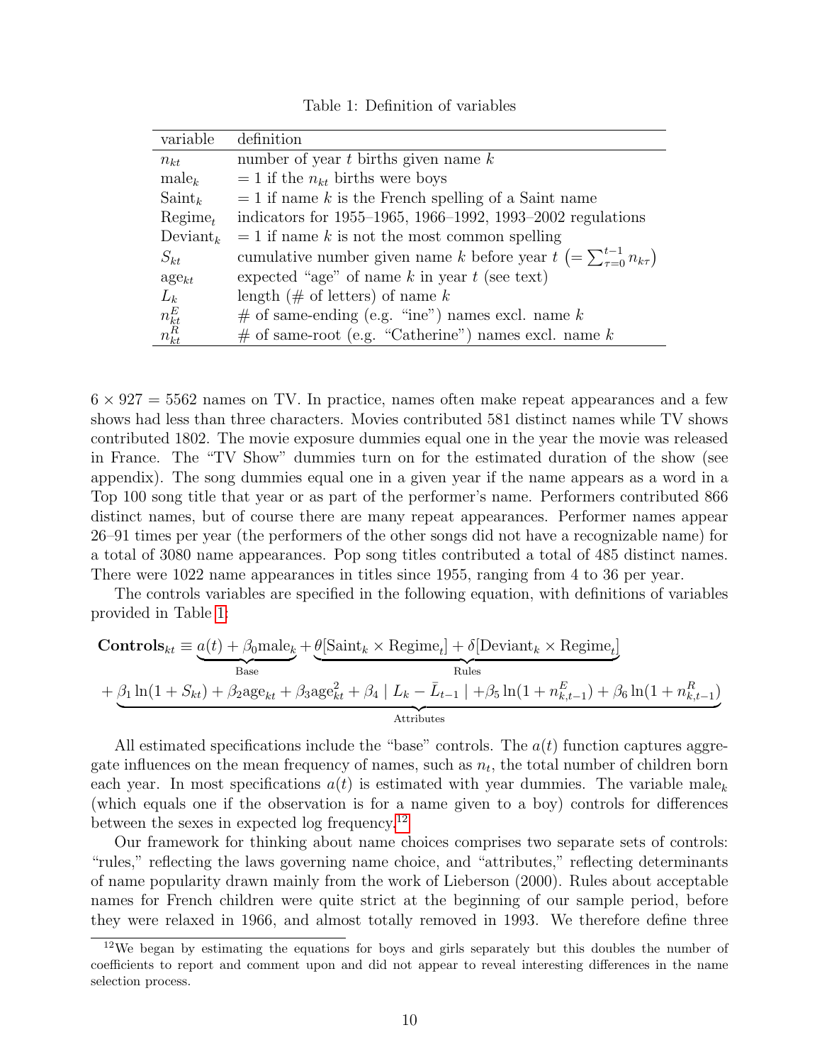Table 1: Definition of variables

| variable | definition |
|---|---|
| $n_{kt}$ | number of year $t$ births given name $k$ |
| $\text{male}_k$ | $= 1$ if the $n_{kt}$ births were boys |
| $\text{Saint}_k$ | $= 1$ if name $k$ is the French spelling of a Saint name |
| $\text{Regime}_t$ | indicators for 1955–1965, 1966–1992, 1993–2002 regulations |
| $\text{Deviant}_k$ | $= 1$ if name $k$ is not the most common spelling |
| $S_{kt}$ | cumulative number given name $k$ before year $t$ $\left(= \sum_{\tau=0}^{t-1} n_{k\tau}\right)$ |
| $\text{age}_{kt}$ | expected "age" of name $k$ in year $t$ (see text) |
| $L_k$ | length (# of letters) of name $k$ |
| $n^E_{kt}$ | # of same-ending (e.g. "ine") names excl. name $k$ |
| $n^R_{kt}$ | # of same-root (e.g. "Catherine") names excl. name $k$ |

$6 \times 927 = 5562$ names on TV. In practice, names often make repeat appearances and a few shows had less than three characters. Movies contributed 581 distinct names while TV shows contributed 1802. The movie exposure dummies equal one in the year the movie was released in France. The "TV Show" dummies turn on for the estimated duration of the show (see appendix). The song dummies equal one in a given year if the name appears as a word in a Top 100 song title that year or as part of the performer's name. Performers contributed 866 distinct names, but of course there are many repeat appearances. Performer names appear 26–91 times per year (the performers of the other songs did not have a recognizable name) for a total of 3080 name appearances. Pop song titles contributed a total of 485 distinct names. There were 1022 name appearances in titles since 1955, ranging from 4 to 36 per year.

The controls variables are specified in the following equation, with definitions of variables provided in Table 1:

$$\mathbf{Controls}_{kt} \equiv \underbrace{a(t) + \beta_0 \text{male}_k}_{\text{Base}} + \underbrace{\theta[\text{Saint}_k \times \text{Regime}_t] + \delta[\text{Deviant}_k \times \text{Regime}_t]}_{\text{Rules}}$$
$$+ \underbrace{\beta_1 \ln(1 + S_{kt}) + \beta_2 \text{age}_{kt} + \beta_3 \text{age}^2_{kt} + \beta_4 \mid L_k - \bar{L}_{t-1} \mid + \beta_5 \ln(1 + n^E_{k,t-1}) + \beta_6 \ln(1 + n^R_{k,t-1})}_{\text{Attributes}}$$

All estimated specifications include the "base" controls. The $a(t)$ function captures aggregate influences on the mean frequency of names, such as $n_t$, the total number of children born each year. In most specifications $a(t)$ is estimated with year dummies. The variable $\text{male}_k$ (which equals one if the observation is for a name given to a boy) controls for differences between the sexes in expected log frequency.[12]

Our framework for thinking about name choices comprises two separate sets of controls: "rules," reflecting the laws governing name choice, and "attributes," reflecting determinants of name popularity drawn mainly from the work of Lieberson (2000). Rules about acceptable names for French children were quite strict at the beginning of our sample period, before they were relaxed in 1966, and almost totally removed in 1993. We therefore define three

[12] We began by estimating the equations for boys and girls separately but this doubles the number of coefficients to report and comment upon and did not appear to reveal interesting differences in the name selection process.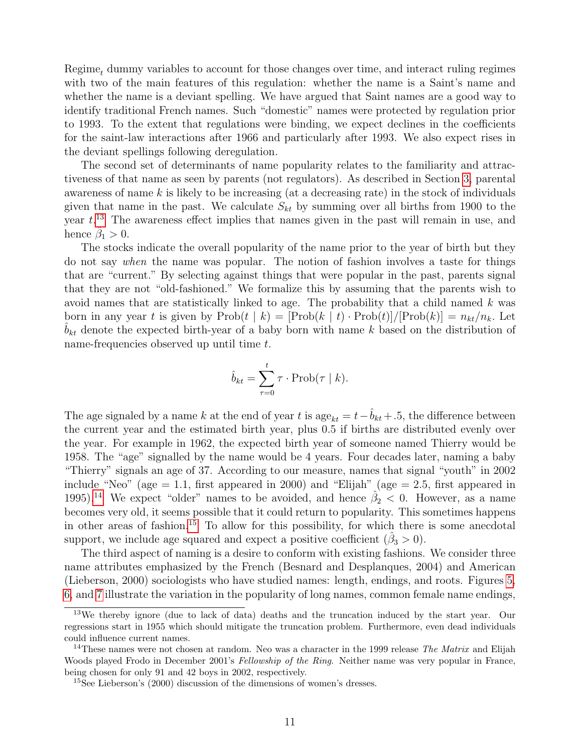Regime$_t$ dummy variables to account for those changes over time, and interact ruling regimes with two of the main features of this regulation: whether the name is a Saint's name and whether the name is a deviant spelling. We have argued that Saint names are a good way to identify traditional French names. Such "domestic" names were protected by regulation prior to 1993. To the extent that regulations were binding, we expect declines in the coefficients for the saint-law interactions after 1966 and particularly after 1993. We also expect rises in the deviant spellings following deregulation.

The second set of determinants of name popularity relates to the familiarity and attractiveness of that name as seen by parents (not regulators). As described in Section 3, parental awareness of name $k$ is likely to be increasing (at a decreasing rate) in the stock of individuals given that name in the past. We calculate $S_{kt}$ by summing over all births from 1900 to the year $t$.[13] The awareness effect implies that names given in the past will remain in use, and hence $\beta_1 > 0$.

The stocks indicate the overall popularity of the name prior to the year of birth but they do not say *when* the name was popular. The notion of fashion involves a taste for things that are "current." By selecting against things that were popular in the past, parents signal that they are not "old-fashioned." We formalize this by assuming that the parents wish to avoid names that are statistically linked to age. The probability that a child named $k$ was born in any year $t$ is given by $\text{Prob}(t \mid k) = [\text{Prob}(k \mid t) \cdot \text{Prob}(t)]/[\text{Prob}(k)] = n_{kt}/n_k$. Let $\hat{b}_{kt}$ denote the expected birth-year of a baby born with name $k$ based on the distribution of name-frequencies observed up until time $t$.

$$\hat{b}_{kt} = \sum_{\tau=0}^{t} \tau \cdot \text{Prob}(\tau \mid k).$$

The age signaled by a name $k$ at the end of year $t$ is $\text{age}_{kt} = t - \hat{b}_{kt} + .5$, the difference between the current year and the estimated birth year, plus 0.5 if births are distributed evenly over the year. For example in 1962, the expected birth year of someone named Thierry would be 1958. The "age" signalled by the name would be 4 years. Four decades later, naming a baby "Thierry" signals an age of 37. According to our measure, names that signal "youth" in 2002 include "Neo" (age = 1.1, first appeared in 2000) and "Elijah" (age = 2.5, first appeared in 1995).[14] We expect "older" names to be avoided, and hence $\hat{\beta}_2 < 0$. However, as a name becomes very old, it seems possible that it could return to popularity. This sometimes happens in other areas of fashion.[15] To allow for this possibility, for which there is some anecdotal support, we include age squared and expect a positive coefficient ($\hat{\beta}_3 > 0$).

The third aspect of naming is a desire to conform with existing fashions. We consider three name attributes emphasized by the French (Besnard and Desplanques, 2004) and American (Lieberson, 2000) sociologists who have studied names: length, endings, and roots. Figures 5, 6, and 7 illustrate the variation in the popularity of long names, common female name endings,

[13] We thereby ignore (due to lack of data) deaths and the truncation induced by the start year. Our regressions start in 1955 which should mitigate the truncation problem. Furthermore, even dead individuals could influence current names.

[14] These names were not chosen at random. Neo was a character in the 1999 release *The Matrix* and Elijah Woods played Frodo in December 2001's *Fellowship of the Ring*. Neither name was very popular in France, being chosen for only 91 and 42 boys in 2002, respectively.

[15] See Lieberson's (2000) discussion of the dimensions of women's dresses.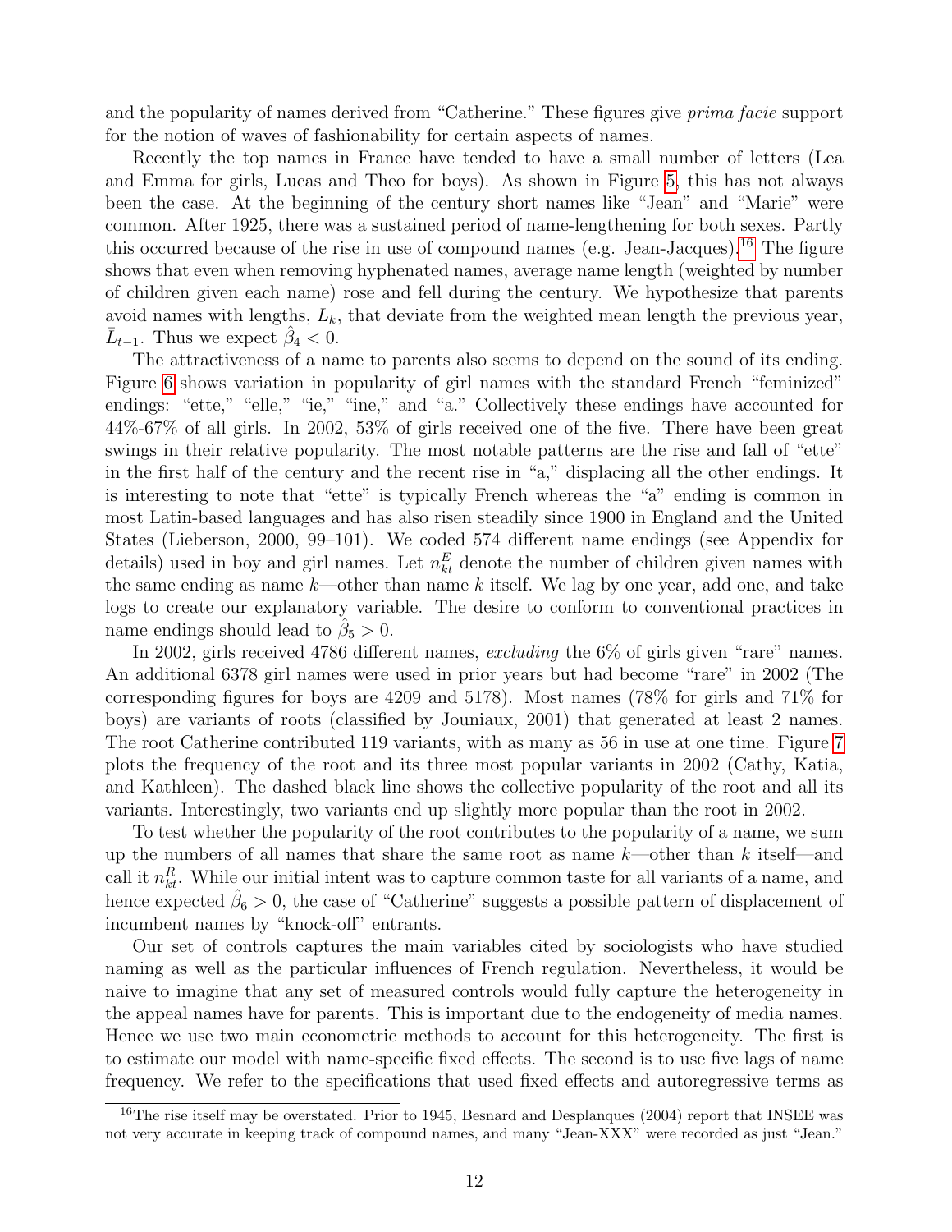and the popularity of names derived from "Catherine." These figures give *prima facie* support for the notion of waves of fashionability for certain aspects of names.

Recently the top names in France have tended to have a small number of letters (Lea and Emma for girls, Lucas and Theo for boys). As shown in Figure 5, this has not always been the case. At the beginning of the century short names like "Jean" and "Marie" were common. After 1925, there was a sustained period of name-lengthening for both sexes. Partly this occurred because of the rise in use of compound names (e.g. Jean-Jacques).[16] The figure shows that even when removing hyphenated names, average name length (weighted by number of children given each name) rose and fell during the century. We hypothesize that parents avoid names with lengths, $L_k$, that deviate from the weighted mean length the previous year, $\bar{L}_{t-1}$. Thus we expect $\hat{\beta}_4 < 0$.

The attractiveness of a name to parents also seems to depend on the sound of its ending. Figure 6 shows variation in popularity of girl names with the standard French "feminized" endings: "ette," "elle," "ie," "ine," and "a." Collectively these endings have accounted for 44%-67% of all girls. In 2002, 53% of girls received one of the five. There have been great swings in their relative popularity. The most notable patterns are the rise and fall of "ette" in the first half of the century and the recent rise in "a," displacing all the other endings. It is interesting to note that "ette" is typically French whereas the "a" ending is common in most Latin-based languages and has also risen steadily since 1900 in England and the United States (Lieberson, 2000, 99–101). We coded 574 different name endings (see Appendix for details) used in boy and girl names. Let $n^E_{kt}$ denote the number of children given names with the same ending as name $k$—other than name $k$ itself. We lag by one year, add one, and take logs to create our explanatory variable. The desire to conform to conventional practices in name endings should lead to $\hat{\beta}_5 > 0$.

In 2002, girls received 4786 different names, *excluding* the 6% of girls given "rare" names. An additional 6378 girl names were used in prior years but had become "rare" in 2002 (The corresponding figures for boys are 4209 and 5178). Most names (78% for girls and 71% for boys) are variants of roots (classified by Jouniaux, 2001) that generated at least 2 names. The root Catherine contributed 119 variants, with as many as 56 in use at one time. Figure 7 plots the frequency of the root and its three most popular variants in 2002 (Cathy, Katia, and Kathleen). The dashed black line shows the collective popularity of the root and all its variants. Interestingly, two variants end up slightly more popular than the root in 2002.

To test whether the popularity of the root contributes to the popularity of a name, we sum up the numbers of all names that share the same root as name $k$—other than $k$ itself—and call it $n^R_{kt}$. While our initial intent was to capture common taste for all variants of a name, and hence expected $\hat{\beta}_6 > 0$, the case of "Catherine" suggests a possible pattern of displacement of incumbent names by "knock-off" entrants.

Our set of controls captures the main variables cited by sociologists who have studied naming as well as the particular influences of French regulation. Nevertheless, it would be naive to imagine that any set of measured controls would fully capture the heterogeneity in the appeal names have for parents. This is important due to the endogeneity of media names. Hence we use two main econometric methods to account for this heterogeneity. The first is to estimate our model with name-specific fixed effects. The second is to use five lags of name frequency. We refer to the specifications that used fixed effects and autoregressive terms as

[16] The rise itself may be overstated. Prior to 1945, Besnard and Desplanques (2004) report that INSEE was not very accurate in keeping track of compound names, and many "Jean-XXX" were recorded as just "Jean."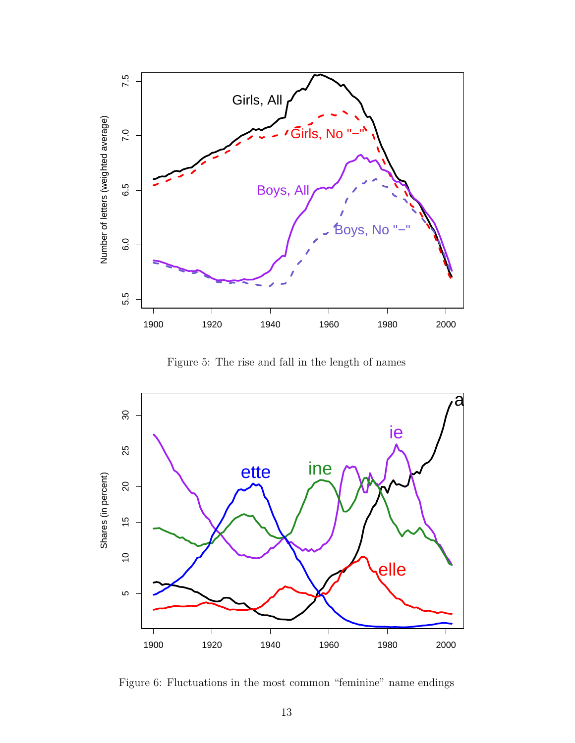Figure 5: The rise and fall in the length of names

Figure 6: Fluctuations in the most common “feminine” name endings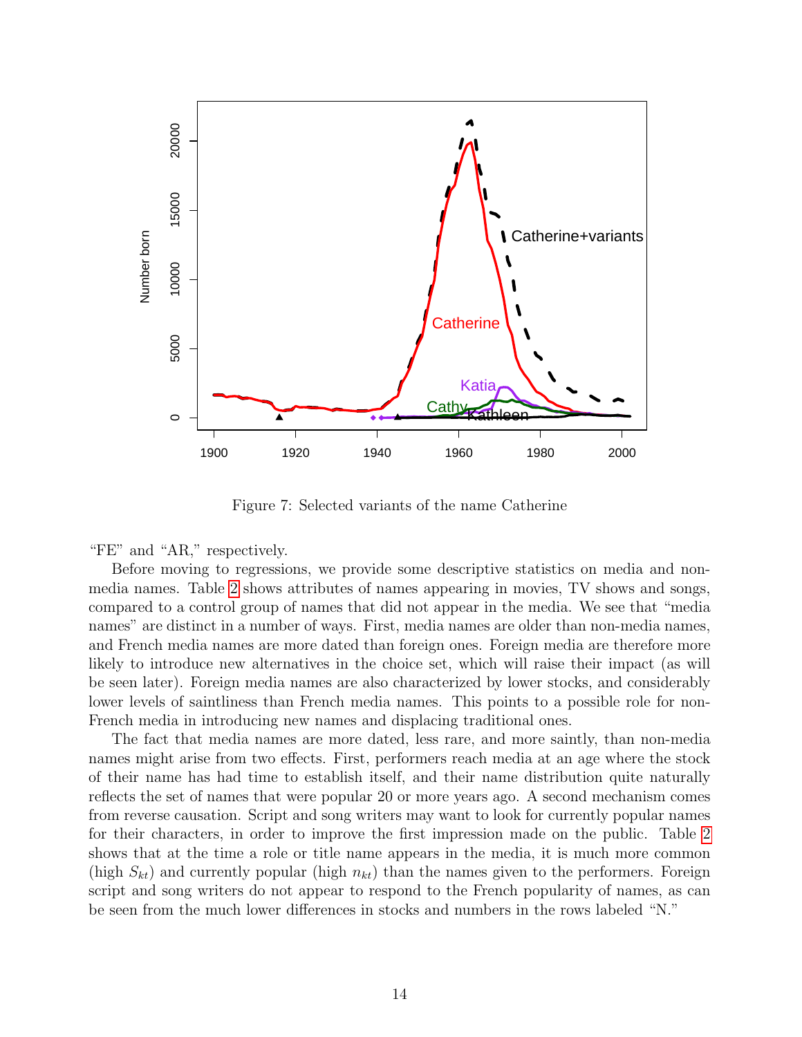Figure 7: Selected variants of the name Catherine

"FE" and "AR," respectively.

Before moving to regressions, we provide some descriptive statistics on media and non-media names. Table 2 shows attributes of names appearing in movies, TV shows and songs, compared to a control group of names that did not appear in the media. We see that "media names" are distinct in a number of ways. First, media names are older than non-media names, and French media names are more dated than foreign ones. Foreign media are therefore more likely to introduce new alternatives in the choice set, which will raise their impact (as will be seen later). Foreign media names are also characterized by lower stocks, and considerably lower levels of saintliness than French media names. This points to a possible role for non-French media in introducing new names and displacing traditional ones.

The fact that media names are more dated, less rare, and more saintly, than non-media names might arise from two effects. First, performers reach media at an age where the stock of their name has had time to establish itself, and their name distribution quite naturally reflects the set of names that were popular 20 or more years ago. A second mechanism comes from reverse causation. Script and song writers may want to look for currently popular names for their characters, in order to improve the first impression made on the public. Table 2 shows that at the time a role or title name appears in the media, it is much more common (high $S_{kt}$) and currently popular (high $n_{kt}$) than the names given to the performers. Foreign script and song writers do not appear to respond to the French popularity of names, as can be seen from the much lower differences in stocks and numbers in the rows labeled "N."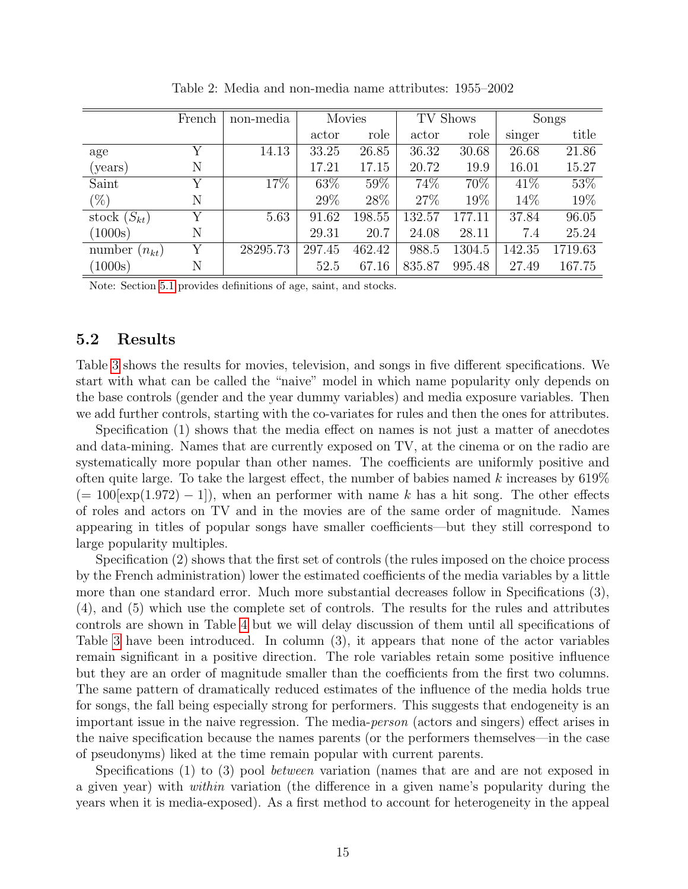Table 2: Media and non-media name attributes: 1955–2002

| | French | non-media | Movies | | TV Shows | | Songs | |
|---|---|---|---|---|---|---|---|---|
| | | | actor | role | actor | role | singer | title |
| age | Y | 14.13 | 33.25 | 26.85 | 36.32 | 30.68 | 26.68 | 21.86 |
| (years) | N | | 17.21 | 17.15 | 20.72 | 19.9 | 16.01 | 15.27 |
| Saint | Y | 17% | 63% | 59% | 74% | 70% | 41% | 53% |
| (%) | N | | 29% | 28% | 27% | 19% | 14% | 19% |
| stock ($S_{kt}$) | Y | 5.63 | 91.62 | 198.55 | 132.57 | 177.11 | 37.84 | 96.05 |
| (1000s) | N | | 29.31 | 20.7 | 24.08 | 28.11 | 7.4 | 25.24 |
| number ($n_{kt}$) | Y | 28295.73 | 297.45 | 462.42 | 988.5 | 1304.5 | 142.35 | 1719.63 |
| (1000s) | N | | 52.5 | 67.16 | 835.87 | 995.48 | 27.49 | 167.75 |

Note: Section 5.1 provides definitions of age, saint, and stocks.

## 5.2 Results

Table 3 shows the results for movies, television, and songs in five different specifications. We start with what can be called the "naive" model in which name popularity only depends on the base controls (gender and the year dummy variables) and media exposure variables. Then we add further controls, starting with the co-variates for rules and then the ones for attributes.

Specification (1) shows that the media effect on names is not just a matter of anecdotes and data-mining. Names that are currently exposed on TV, at the cinema or on the radio are systematically more popular than other names. The coefficients are uniformly positive and often quite large. To take the largest effect, the number of babies named $k$ increases by 619% ($= 100[\exp(1.972) - 1]$), when an performer with name $k$ has a hit song. The other effects of roles and actors on TV and in the movies are of the same order of magnitude. Names appearing in titles of popular songs have smaller coefficients—but they still correspond to large popularity multiples.

Specification (2) shows that the first set of controls (the rules imposed on the choice process by the French administration) lower the estimated coefficients of the media variables by a little more than one standard error. Much more substantial decreases follow in Specifications (3), (4), and (5) which use the complete set of controls. The results for the rules and attributes controls are shown in Table 4 but we will delay discussion of them until all specifications of Table 3 have been introduced. In column (3), it appears that none of the actor variables remain significant in a positive direction. The role variables retain some positive influence but they are an order of magnitude smaller than the coefficients from the first two columns. The same pattern of dramatically reduced estimates of the influence of the media holds true for songs, the fall being especially strong for performers. This suggests that endogeneity is an important issue in the naive regression. The media-*person* (actors and singers) effect arises in the naive specification because the names parents (or the performers themselves—in the case of pseudonyms) liked at the time remain popular with current parents.

Specifications (1) to (3) pool *between* variation (names that are and are not exposed in a given year) with *within* variation (the difference in a given name's popularity during the years when it is media-exposed). As a first method to account for heterogeneity in the appeal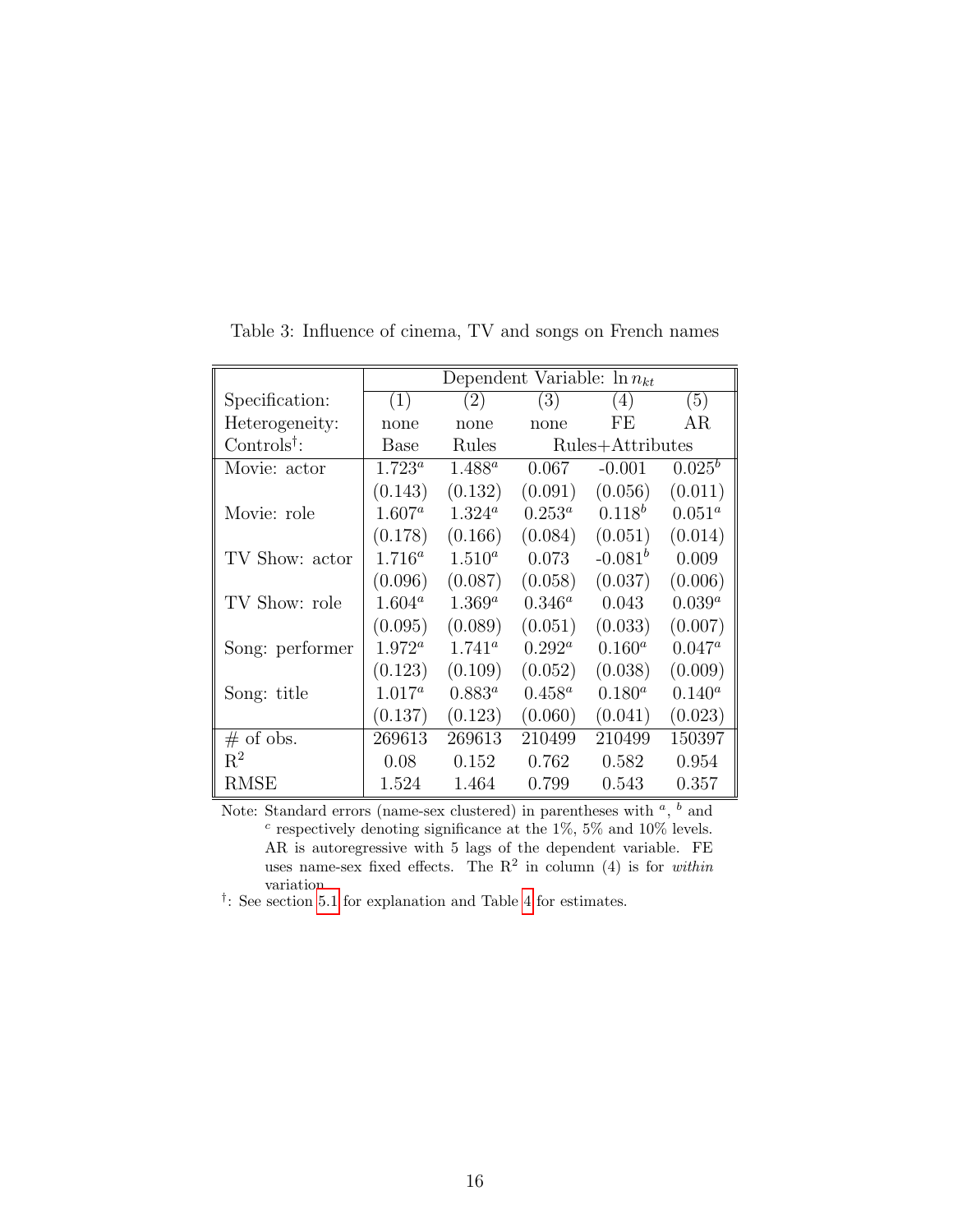Table 3: Influence of cinema, TV and songs on French names

| | Dependent Variable: $\ln n_{kt}$ | | | | |
|---|---|---|---|---|---|
| Specification: | (1) | (2) | (3) | (4) | (5) |
| Heterogeneity: | none | none | none | FE | AR |
| Controls[†]: | Base | Rules | Rules+Attributes | | |
| Movie: actor | $1.723^a$ | $1.488^a$ | 0.067 | -0.001 | $0.025^b$ |
| | (0.143) | (0.132) | (0.091) | (0.056) | (0.011) |
| Movie: role | $1.607^a$ | $1.324^a$ | $0.253^a$ | $0.118^b$ | $0.051^a$ |
| | (0.178) | (0.166) | (0.084) | (0.051) | (0.014) |
| TV Show: actor | $1.716^a$ | $1.510^a$ | 0.073 | $-0.081^b$ | 0.009 |
| | (0.096) | (0.087) | (0.058) | (0.037) | (0.006) |
| TV Show: role | $1.604^a$ | $1.369^a$ | $0.346^a$ | 0.043 | $0.039^a$ |
| | (0.095) | (0.089) | (0.051) | (0.033) | (0.007) |
| Song: performer | $1.972^a$ | $1.741^a$ | $0.292^a$ | $0.160^a$ | $0.047^a$ |
| | (0.123) | (0.109) | (0.052) | (0.038) | (0.009) |
| Song: title | $1.017^a$ | $0.883^a$ | $0.458^a$ | $0.180^a$ | $0.140^a$ |
| | (0.137) | (0.123) | (0.060) | (0.041) | (0.023) |
| # of obs. | 269613 | 269613 | 210499 | 210499 | 150397 |
| $R^2$ | 0.08 | 0.152 | 0.762 | 0.582 | 0.954 |
| RMSE | 1.524 | 1.464 | 0.799 | 0.543 | 0.357 |

Note: Standard errors (name-sex clustered) in parentheses with $^a$, $^b$ and $^c$ respectively denoting significance at the 1%, 5% and 10% levels. AR is autoregressive with 5 lags of the dependent variable. FE uses name-sex fixed effects. The $R^2$ in column (4) is for *within* variation.

[†]: See section 5.1 for explanation and Table 4 for estimates.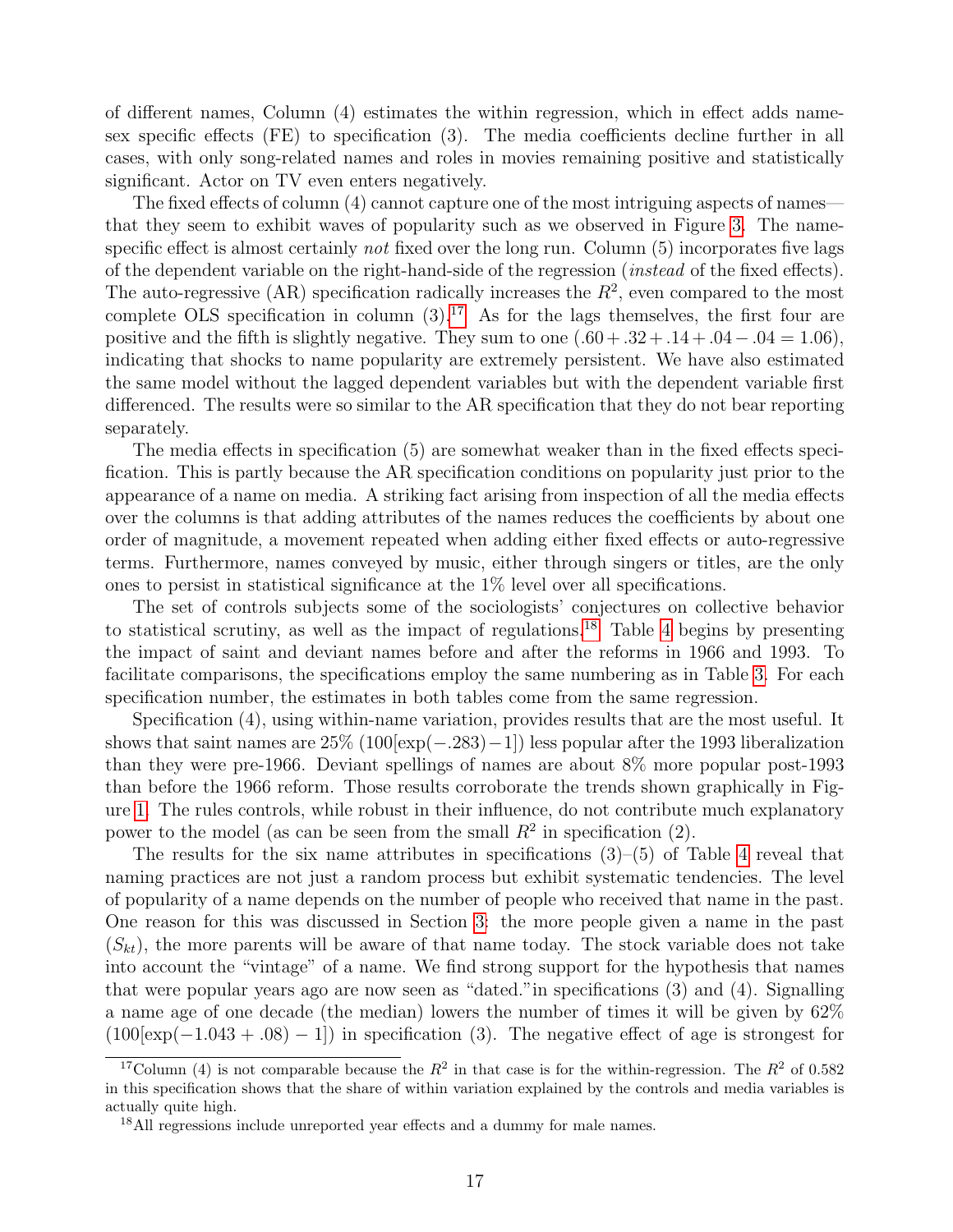of different names, Column (4) estimates the within regression, which in effect adds name-sex specific effects (FE) to specification (3). The media coefficients decline further in all cases, with only song-related names and roles in movies remaining positive and statistically significant. Actor on TV even enters negatively.

The fixed effects of column (4) cannot capture one of the most intriguing aspects of names—that they seem to exhibit waves of popularity such as we observed in Figure 3. The name-specific effect is almost certainly *not* fixed over the long run. Column (5) incorporates five lags of the dependent variable on the right-hand-side of the regression (*instead* of the fixed effects). The auto-regressive (AR) specification radically increases the $R^2$, even compared to the most complete OLS specification in column (3).[17] As for the lags themselves, the first four are positive and the fifth is slightly negative. They sum to one $(.60 + .32 + .14 + .04 - .04 = 1.06)$, indicating that shocks to name popularity are extremely persistent. We have also estimated the same model without the lagged dependent variables but with the dependent variable first differenced. The results were so similar to the AR specification that they do not bear reporting separately.

The media effects in specification (5) are somewhat weaker than in the fixed effects specification. This is partly because the AR specification conditions on popularity just prior to the appearance of a name on media. A striking fact arising from inspection of all the media effects over the columns is that adding attributes of the names reduces the coefficients by about one order of magnitude, a movement repeated when adding either fixed effects or auto-regressive terms. Furthermore, names conveyed by music, either through singers or titles, are the only ones to persist in statistical significance at the 1% level over all specifications.

The set of controls subjects some of the sociologists' conjectures on collective behavior to statistical scrutiny, as well as the impact of regulations.[18] Table 4 begins by presenting the impact of saint and deviant names before and after the reforms in 1966 and 1993. To facilitate comparisons, the specifications employ the same numbering as in Table 3. For each specification number, the estimates in both tables come from the same regression.

Specification (4), using within-name variation, provides results that are the most useful. It shows that saint names are 25% $(100[\exp(-.283)-1])$ less popular after the 1993 liberalization than they were pre-1966. Deviant spellings of names are about 8% more popular post-1993 than before the 1966 reform. Those results corroborate the trends shown graphically in Figure 1. The rules controls, while robust in their influence, do not contribute much explanatory power to the model (as can be seen from the small $R^2$ in specification (2).

The results for the six name attributes in specifications (3)–(5) of Table 4 reveal that naming practices are not just a random process but exhibit systematic tendencies. The level of popularity of a name depends on the number of people who received that name in the past. One reason for this was discussed in Section 3: the more people given a name in the past ($S_{kt}$), the more parents will be aware of that name today. The stock variable does not take into account the "vintage" of a name. We find strong support for the hypothesis that names that were popular years ago are now seen as "dated."in specifications (3) and (4). Signalling a name age of one decade (the median) lowers the number of times it will be given by 62% $(100[\exp(-1.043 + .08) - 1])$ in specification (3). The negative effect of age is strongest for

[17] Column (4) is not comparable because the $R^2$ in that case is for the within-regression. The $R^2$ of 0.582 in this specification shows that the share of within variation explained by the controls and media variables is actually quite high.

[18] All regressions include unreported year effects and a dummy for male names.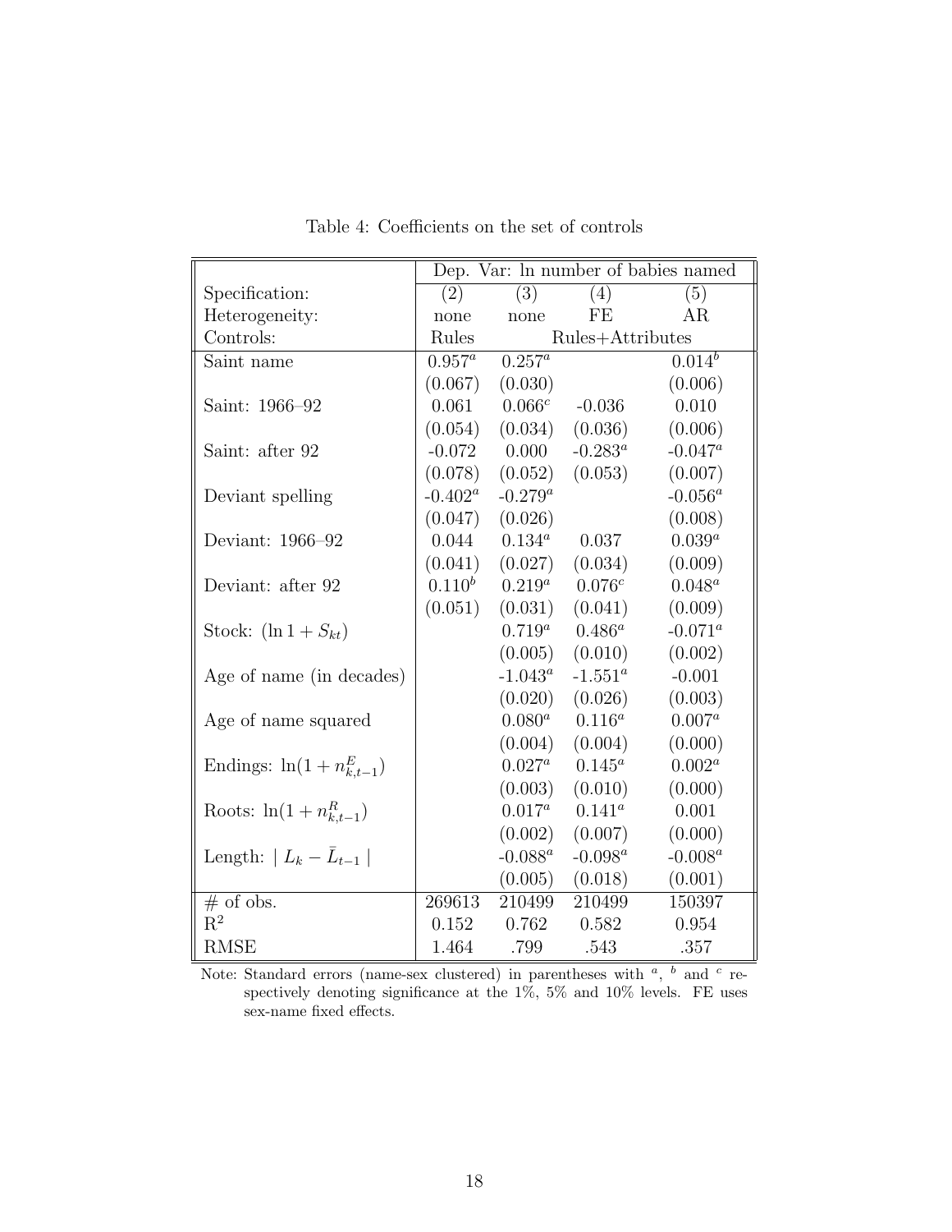Table 4: Coefficients on the set of controls

| | Dep. Var: ln number of babies named | | | |
|---|---|---|---|---|
| Specification: | (2) | (3) | (4) | (5) |
| Heterogeneity: | none | none | FE | AR |
| Controls: | Rules | Rules+Attributes | | |
| Saint name | $0.957^a$ | $0.257^a$ | | $0.014^b$ |
| | (0.067) | (0.030) | | (0.006) |
| Saint: 1966–92 | 0.061 | $0.066^c$ | -0.036 | 0.010 |
| | (0.054) | (0.034) | (0.036) | (0.006) |
| Saint: after 92 | -0.072 | 0.000 | $-0.283^a$ | $-0.047^a$ |
| | (0.078) | (0.052) | (0.053) | (0.007) |
| Deviant spelling | $-0.402^a$ | $-0.279^a$ | | $-0.056^a$ |
| | (0.047) | (0.026) | | (0.008) |
| Deviant: 1966–92 | 0.044 | $0.134^a$ | 0.037 | $0.039^a$ |
| | (0.041) | (0.027) | (0.034) | (0.009) |
| Deviant: after 92 | $0.110^b$ | $0.219^a$ | $0.076^c$ | $0.048^a$ |
| | (0.051) | (0.031) | (0.041) | (0.009) |
| Stock: $(\ln 1 + S_{kt})$ | | $0.719^a$ | $0.486^a$ | $-0.071^a$ |
| | | (0.005) | (0.010) | (0.002) |
| Age of name (in decades) | | $-1.043^a$ | $-1.551^a$ | -0.001 |
| | | (0.020) | (0.026) | (0.003) |
| Age of name squared | | $0.080^a$ | $0.116^a$ | $0.007^a$ |
| | | (0.004) | (0.004) | (0.000) |
| Endings: $\ln(1 + n^E_{k,t-1})$ | | $0.027^a$ | $0.145^a$ | $0.002^a$ |
| | | (0.003) | (0.010) | (0.000) |
| Roots: $\ln(1 + n^R_{k,t-1})$ | | $0.017^a$ | $0.141^a$ | 0.001 |
| | | (0.002) | (0.007) | (0.000) |
| Length: $\mid L_k - \bar{L}_{t-1} \mid$ | | $-0.088^a$ | $-0.098^a$ | $-0.008^a$ |
| | | (0.005) | (0.018) | (0.001) |
| # of obs. | 269613 | 210499 | 210499 | 150397 |
| $R^2$ | 0.152 | 0.762 | 0.582 | 0.954 |
| RMSE | 1.464 | .799 | .543 | .357 |

Note: Standard errors (name-sex clustered) in parentheses with [a], [b] and [c] respectively denoting significance at the 1%, 5% and 10% levels. FE uses sex-name fixed effects.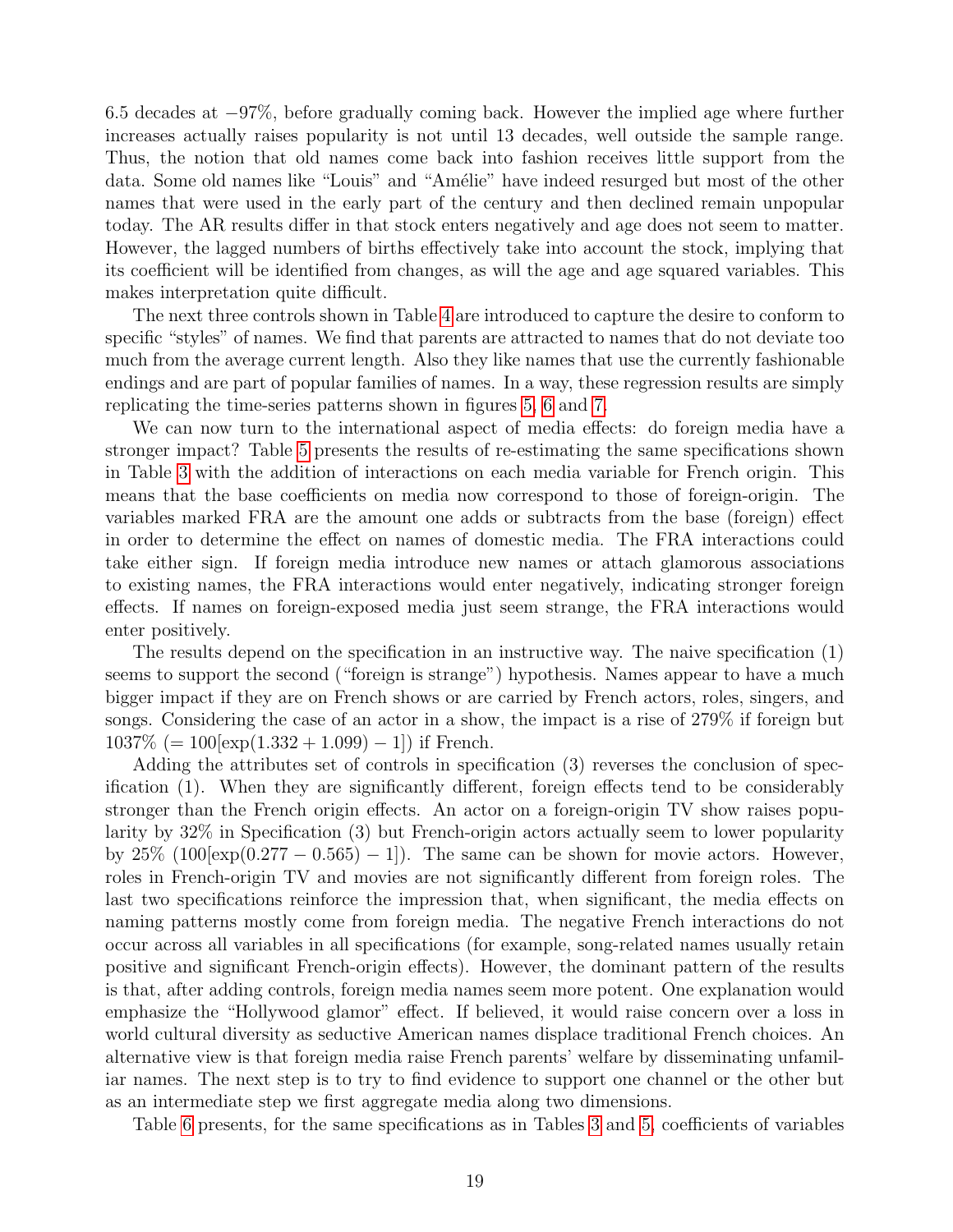6.5 decades at −97%, before gradually coming back. However the implied age where further increases actually raises popularity is not until 13 decades, well outside the sample range. Thus, the notion that old names come back into fashion receives little support from the data. Some old names like "Louis" and "Amélie" have indeed resurged but most of the other names that were used in the early part of the century and then declined remain unpopular today. The AR results differ in that stock enters negatively and age does not seem to matter. However, the lagged numbers of births effectively take into account the stock, implying that its coefficient will be identified from changes, as will the age and age squared variables. This makes interpretation quite difficult.

The next three controls shown in Table 4 are introduced to capture the desire to conform to specific "styles" of names. We find that parents are attracted to names that do not deviate too much from the average current length. Also they like names that use the currently fashionable endings and are part of popular families of names. In a way, these regression results are simply replicating the time-series patterns shown in figures 5, 6 and 7.

We can now turn to the international aspect of media effects: do foreign media have a stronger impact? Table 5 presents the results of re-estimating the same specifications shown in Table 3 with the addition of interactions on each media variable for French origin. This means that the base coefficients on media now correspond to those of foreign-origin. The variables marked FRA are the amount one adds or subtracts from the base (foreign) effect in order to determine the effect on names of domestic media. The FRA interactions could take either sign. If foreign media introduce new names or attach glamorous associations to existing names, the FRA interactions would enter negatively, indicating stronger foreign effects. If names on foreign-exposed media just seem strange, the FRA interactions would enter positively.

The results depend on the specification in an instructive way. The naive specification (1) seems to support the second ("foreign is strange") hypothesis. Names appear to have a much bigger impact if they are on French shows or are carried by French actors, roles, singers, and songs. Considering the case of an actor in a show, the impact is a rise of 279% if foreign but 1037% ($= 100[\exp(1.332 + 1.099) - 1]$) if French.

Adding the attributes set of controls in specification (3) reverses the conclusion of specification (1). When they are significantly different, foreign effects tend to be considerably stronger than the French origin effects. An actor on a foreign-origin TV show raises popularity by 32% in Specification (3) but French-origin actors actually seem to lower popularity by 25% ($100[\exp(0.277 - 0.565) - 1]$). The same can be shown for movie actors. However, roles in French-origin TV and movies are not significantly different from foreign roles. The last two specifications reinforce the impression that, when significant, the media effects on naming patterns mostly come from foreign media. The negative French interactions do not occur across all variables in all specifications (for example, song-related names usually retain positive and significant French-origin effects). However, the dominant pattern of the results is that, after adding controls, foreign media names seem more potent. One explanation would emphasize the "Hollywood glamor" effect. If believed, it would raise concern over a loss in world cultural diversity as seductive American names displace traditional French choices. An alternative view is that foreign media raise French parents' welfare by disseminating unfamiliar names. The next step is to try to find evidence to support one channel or the other but as an intermediate step we first aggregate media along two dimensions.

Table 6 presents, for the same specifications as in Tables 3 and 5, coefficients of variables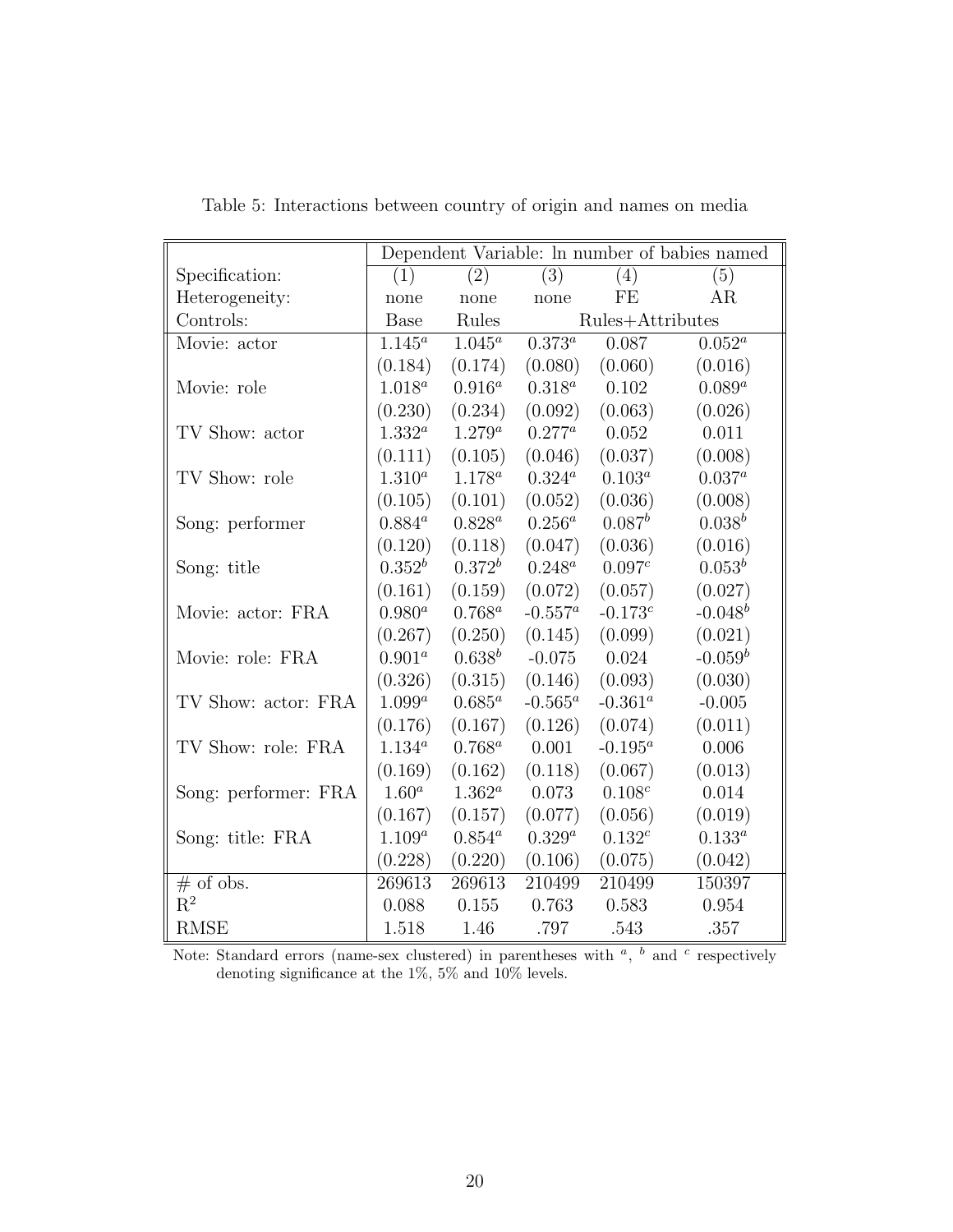Table 5: Interactions between country of origin and names on media

| | Dependent Variable: ln number of babies named | | | | |
|---|---|---|---|---|---|
| Specification: | (1) | (2) | (3) | (4) | (5) |
| Heterogeneity: | none | none | none | FE | AR |
| Controls: | Base | Rules | Rules+Attributes | | |
| Movie: actor | 1.145[a] | 1.045[a] | 0.373[a] | 0.087 | 0.052[a] |
| | (0.184) | (0.174) | (0.080) | (0.060) | (0.016) |
| Movie: role | 1.018[a] | 0.916[a] | 0.318[a] | 0.102 | 0.089[a] |
| | (0.230) | (0.234) | (0.092) | (0.063) | (0.026) |
| TV Show: actor | 1.332[a] | 1.279[a] | 0.277[a] | 0.052 | 0.011 |
| | (0.111) | (0.105) | (0.046) | (0.037) | (0.008) |
| TV Show: role | 1.310[a] | 1.178[a] | 0.324[a] | 0.103[a] | 0.037[a] |
| | (0.105) | (0.101) | (0.052) | (0.036) | (0.008) |
| Song: performer | 0.884[a] | 0.828[a] | 0.256[a] | 0.087[b] | 0.038[b] |
| | (0.120) | (0.118) | (0.047) | (0.036) | (0.016) |
| Song: title | 0.352[b] | 0.372[b] | 0.248[a] | 0.097[c] | 0.053[b] |
| | (0.161) | (0.159) | (0.072) | (0.057) | (0.027) |
| Movie: actor: FRA | 0.980[a] | 0.768[a] | -0.557[a] | -0.173[c] | -0.048[b] |
| | (0.267) | (0.250) | (0.145) | (0.099) | (0.021) |
| Movie: role: FRA | 0.901[a] | 0.638[b] | -0.075 | 0.024 | -0.059[b] |
| | (0.326) | (0.315) | (0.146) | (0.093) | (0.030) |
| TV Show: actor: FRA | 1.099[a] | 0.685[a] | -0.565[a] | -0.361[a] | -0.005 |
| | (0.176) | (0.167) | (0.126) | (0.074) | (0.011) |
| TV Show: role: FRA | 1.134[a] | 0.768[a] | 0.001 | -0.195[a] | 0.006 |
| | (0.169) | (0.162) | (0.118) | (0.067) | (0.013) |
| Song: performer: FRA | 1.60[a] | 1.362[a] | 0.073 | 0.108[c] | 0.014 |
| | (0.167) | (0.157) | (0.077) | (0.056) | (0.019) |
| Song: title: FRA | 1.109[a] | 0.854[a] | 0.329[a] | 0.132[c] | 0.133[a] |
| | (0.228) | (0.220) | (0.106) | (0.075) | (0.042) |
| # of obs. | 269613 | 269613 | 210499 | 210499 | 150397 |
| $R^2$ | 0.088 | 0.155 | 0.763 | 0.583 | 0.954 |
| RMSE | 1.518 | 1.46 | .797 | .543 | .357 |

Note: Standard errors (name-sex clustered) in parentheses with [a], [b] and [c] respectively denoting significance at the 1%, 5% and 10% levels.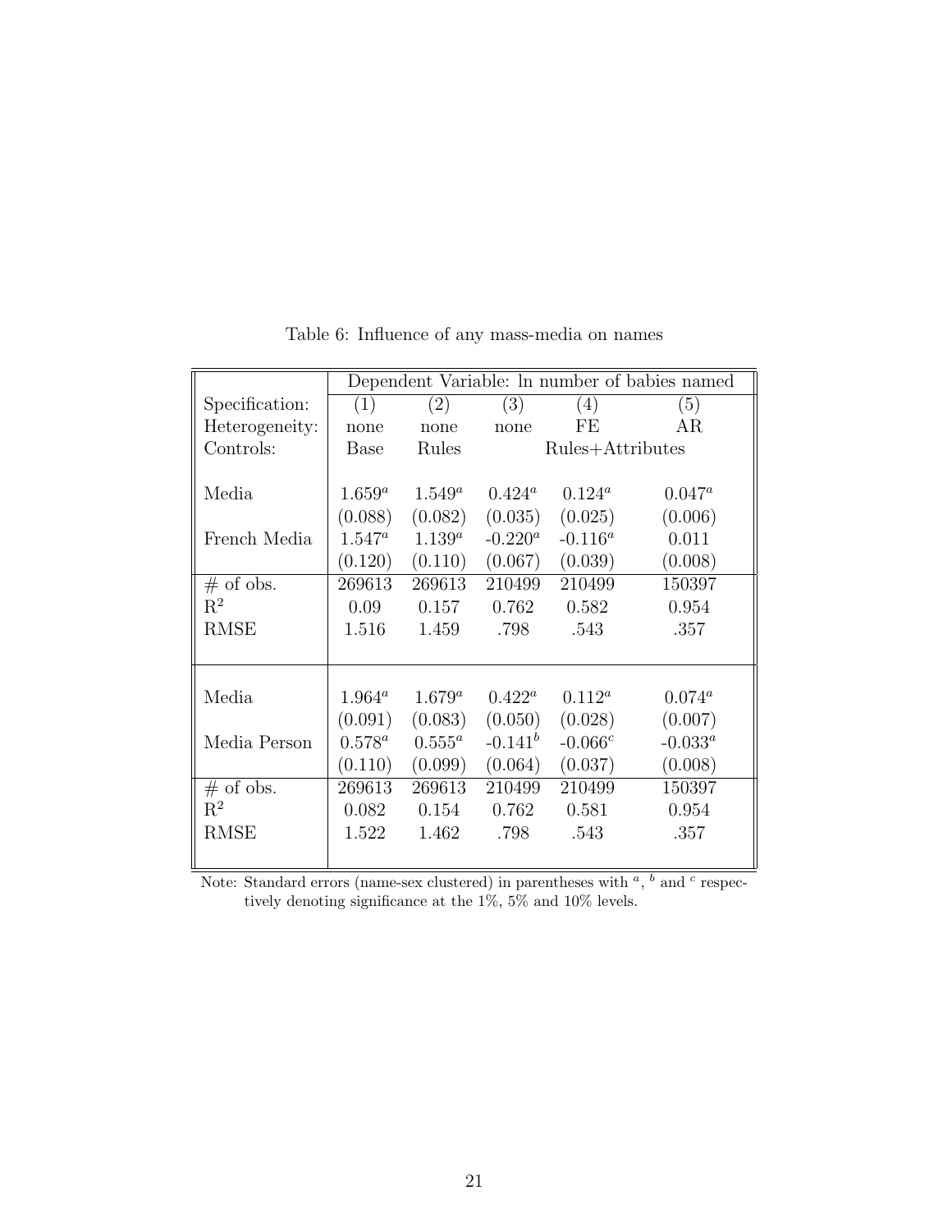Table 6: Influence of any mass-media on names

| | Dependent Variable: ln number of babies named | | | | |
|---|---|---|---|---|---|
| Specification: | (1) | (2) | (3) | (4) | (5) |
| Heterogeneity: | none | none | none | FE | AR |
| Controls: | Base | Rules | Rules+Attributes | | |
| Media | $1.659^a$ | $1.549^a$ | $0.424^a$ | $0.124^a$ | $0.047^a$ |
| | (0.088) | (0.082) | (0.035) | (0.025) | (0.006) |
| French Media | $1.547^a$ | $1.139^a$ | $-0.220^a$ | $-0.116^a$ | 0.011 |
| | (0.120) | (0.110) | (0.067) | (0.039) | (0.008) |
| # of obs. | 269613 | 269613 | 210499 | 210499 | 150397 |
| $R^2$ | 0.09 | 0.157 | 0.762 | 0.582 | 0.954 |
| RMSE | 1.516 | 1.459 | .798 | .543 | .357 |
| Media | $1.964^a$ | $1.679^a$ | $0.422^a$ | $0.112^a$ | $0.074^a$ |
| | (0.091) | (0.083) | (0.050) | (0.028) | (0.007) |
| Media Person | $0.578^a$ | $0.555^a$ | $-0.141^b$ | $-0.066^c$ | $-0.033^a$ |
| | (0.110) | (0.099) | (0.064) | (0.037) | (0.008) |
| # of obs. | 269613 | 269613 | 210499 | 210499 | 150397 |
| $R^2$ | 0.082 | 0.154 | 0.762 | 0.581 | 0.954 |
| RMSE | 1.522 | 1.462 | .798 | .543 | .357 |

Note: Standard errors (name-sex clustered) in parentheses with [a], [b] and [c] respectively denoting significance at the 1%, 5% and 10% levels.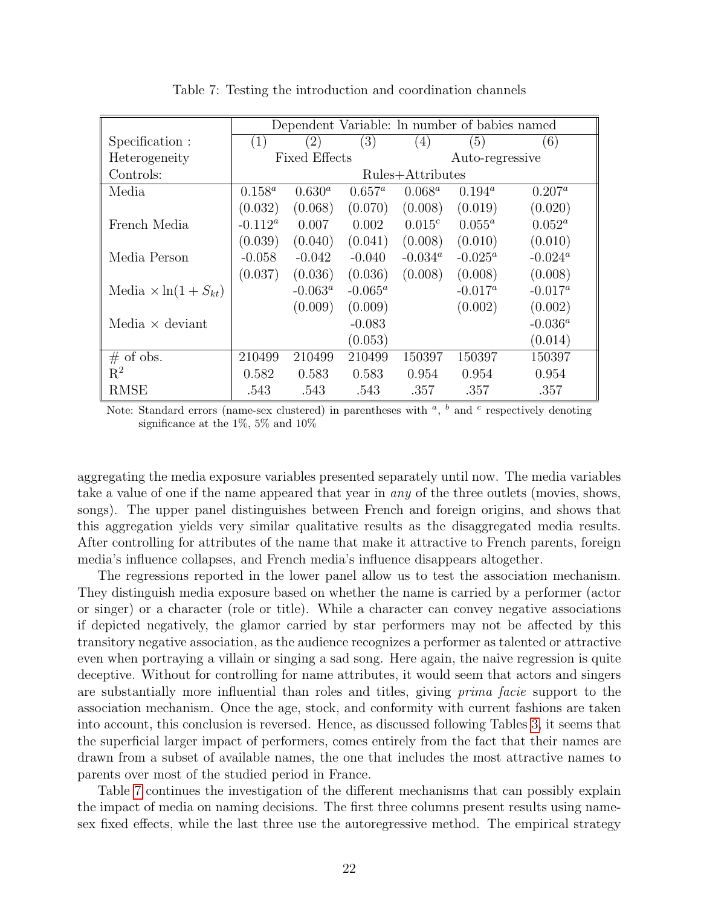Table 7: Testing the introduction and coordination channels

| | Dependent Variable: ln number of babies named | | | | | |
|---|---|---|---|---|---|---|
| Specification : | (1) | (2) | (3) | (4) | (5) | (6) |
| Heterogeneity | Fixed Effects | | | Auto-regressive | | |
| Controls: | Rules+Attributes | | | | | |
| Media | 0.158[a] | 0.630[a] | 0.657[a] | 0.068[a] | 0.194[a] | 0.207[a] |
| | (0.032) | (0.068) | (0.070) | (0.008) | (0.019) | (0.020) |
| French Media | -0.112[a] | 0.007 | 0.002 | 0.015[c] | 0.055[a] | 0.052[a] |
| | (0.039) | (0.040) | (0.041) | (0.008) | (0.010) | (0.010) |
| Media Person | -0.058 | -0.042 | -0.040 | -0.034[a] | -0.025[a] | -0.024[a] |
| | (0.037) | (0.036) | (0.036) | (0.008) | (0.008) | (0.008) |
| Media $\times \ln(1 + S_{kt})$ | | -0.063[a] | -0.065[a] | | -0.017[a] | -0.017[a] |
| | | (0.009) | (0.009) | | (0.002) | (0.002) |
| Media $\times$ deviant | | | -0.083 | | | -0.036[a] |
| | | | (0.053) | | | (0.014) |
| # of obs. | 210499 | 210499 | 210499 | 150397 | 150397 | 150397 |
| $R^2$ | 0.582 | 0.583 | 0.583 | 0.954 | 0.954 | 0.954 |
| RMSE | .543 | .543 | .543 | .357 | .357 | .357 |

Note: Standard errors (name-sex clustered) in parentheses with [a], [b] and [c] respectively denoting significance at the 1%, 5% and 10%

aggregating the media exposure variables presented separately until now. The media variables take a value of one if the name appeared that year in *any* of the three outlets (movies, shows, songs). The upper panel distinguishes between French and foreign origins, and shows that this aggregation yields very similar qualitative results as the disaggregated media results. After controlling for attributes of the name that make it attractive to French parents, foreign media's influence collapses, and French media's influence disappears altogether.

The regressions reported in the lower panel allow us to test the association mechanism. They distinguish media exposure based on whether the name is carried by a performer (actor or singer) or a character (role or title). While a character can convey negative associations if depicted negatively, the glamor carried by star performers may not be affected by this transitory negative association, as the audience recognizes a performer as talented or attractive even when portraying a villain or singing a sad song. Here again, the naive regression is quite deceptive. Without for controlling for name attributes, it would seem that actors and singers are substantially more influential than roles and titles, giving *prima facie* support to the association mechanism. Once the age, stock, and conformity with current fashions are taken into account, this conclusion is reversed. Hence, as discussed following Tables 3, it seems that the superficial larger impact of performers, comes entirely from the fact that their names are drawn from a subset of available names, the one that includes the most attractive names to parents over most of the studied period in France.

Table 7 continues the investigation of the different mechanisms that can possibly explain the impact of media on naming decisions. The first three columns present results using name-sex fixed effects, while the last three use the autoregressive method. The empirical strategy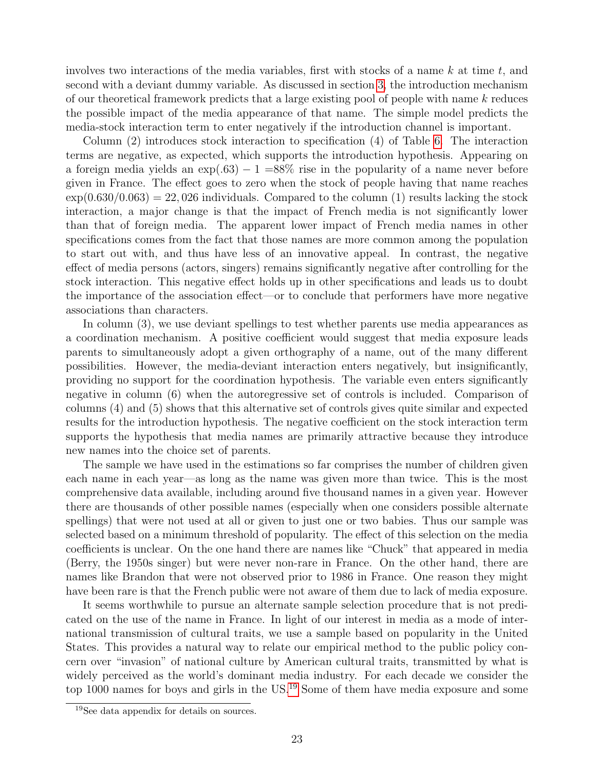involves two interactions of the media variables, first with stocks of a name $k$ at time $t$, and second with a deviant dummy variable. As discussed in section 3, the introduction mechanism of our theoretical framework predicts that a large existing pool of people with name $k$ reduces the possible impact of the media appearance of that name. The simple model predicts the media-stock interaction term to enter negatively if the introduction channel is important.

Column (2) introduces stock interaction to specification (4) of Table 6. The interaction terms are negative, as expected, which supports the introduction hypothesis. Appearing on a foreign media yields an $\exp(.63) - 1 = 88\%$ rise in the popularity of a name never before given in France. The effect goes to zero when the stock of people having that name reaches $\exp(0.630/0.063) = 22,026$ individuals. Compared to the column (1) results lacking the stock interaction, a major change is that the impact of French media is not significantly lower than that of foreign media. The apparent lower impact of French media names in other specifications comes from the fact that those names are more common among the population to start out with, and thus have less of an innovative appeal. In contrast, the negative effect of media persons (actors, singers) remains significantly negative after controlling for the stock interaction. This negative effect holds up in other specifications and leads us to doubt the importance of the association effect—or to conclude that performers have more negative associations than characters.

In column (3), we use deviant spellings to test whether parents use media appearances as a coordination mechanism. A positive coefficient would suggest that media exposure leads parents to simultaneously adopt a given orthography of a name, out of the many different possibilities. However, the media-deviant interaction enters negatively, but insignificantly, providing no support for the coordination hypothesis. The variable even enters significantly negative in column (6) when the autoregressive set of controls is included. Comparison of columns (4) and (5) shows that this alternative set of controls gives quite similar and expected results for the introduction hypothesis. The negative coefficient on the stock interaction term supports the hypothesis that media names are primarily attractive because they introduce new names into the choice set of parents.

The sample we have used in the estimations so far comprises the number of children given each name in each year—as long as the name was given more than twice. This is the most comprehensive data available, including around five thousand names in a given year. However there are thousands of other possible names (especially when one considers possible alternate spellings) that were not used at all or given to just one or two babies. Thus our sample was selected based on a minimum threshold of popularity. The effect of this selection on the media coefficients is unclear. On the one hand there are names like "Chuck" that appeared in media (Berry, the 1950s singer) but were never non-rare in France. On the other hand, there are names like Brandon that were not observed prior to 1986 in France. One reason they might have been rare is that the French public were not aware of them due to lack of media exposure.

It seems worthwhile to pursue an alternate sample selection procedure that is not predicated on the use of the name in France. In light of our interest in media as a mode of international transmission of cultural traits, we use a sample based on popularity in the United States. This provides a natural way to relate our empirical method to the public policy concern over "invasion" of national culture by American cultural traits, transmitted by what is widely perceived as the world's dominant media industry. For each decade we consider the top 1000 names for boys and girls in the US.[19] Some of them have media exposure and some

[19]See data appendix for details on sources.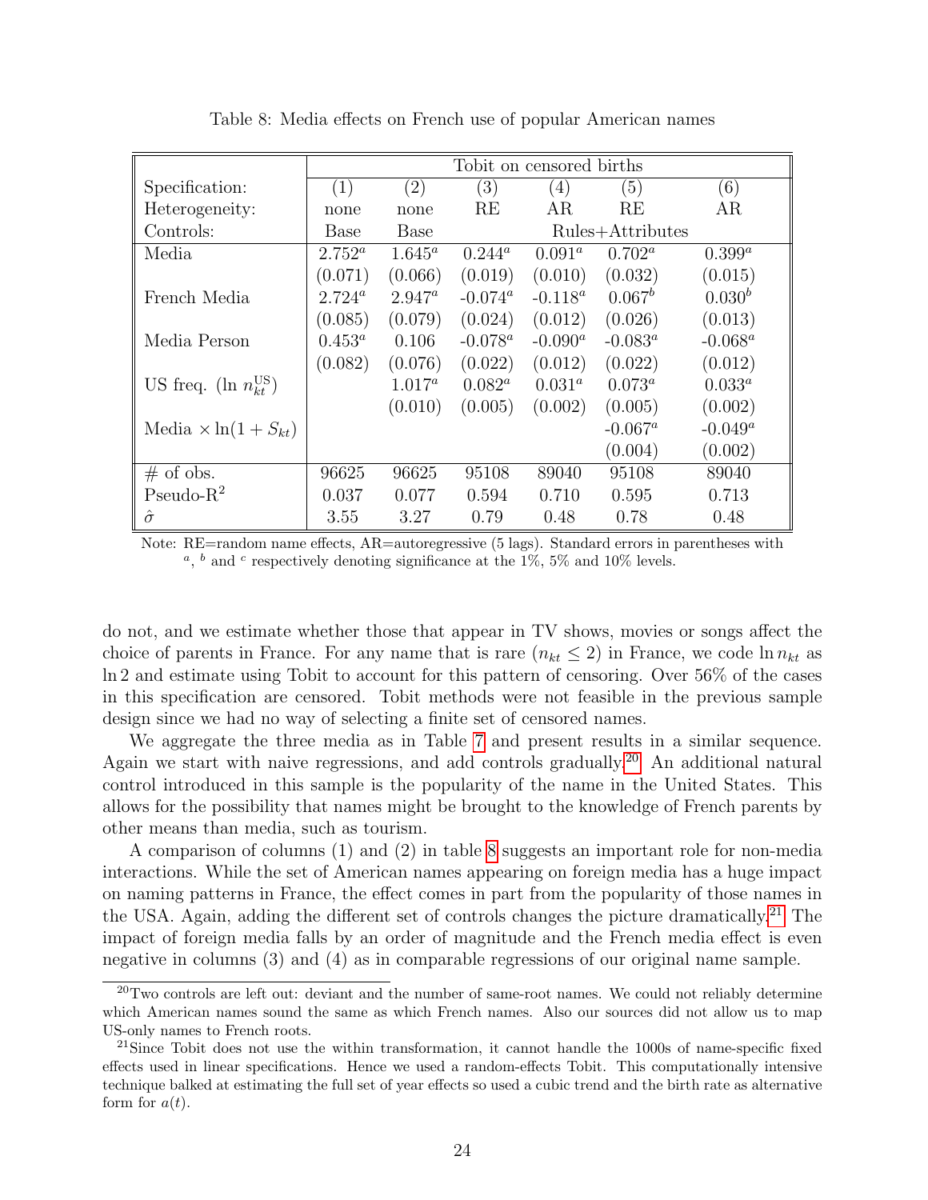Table 8: Media effects on French use of popular American names

| | Tobit on censored births | | | | | |
|---|---|---|---|---|---|---|
| Specification: | (1) | (2) | (3) | (4) | (5) | (6) |
| Heterogeneity: | none | none | RE | AR | RE | AR |
| Controls: | Base | Base | Rules+Attributes | | | |
| Media | $2.752^a$ | $1.645^a$ | $0.244^a$ | $0.091^a$ | $0.702^a$ | $0.399^a$ |
| | (0.071) | (0.066) | (0.019) | (0.010) | (0.032) | (0.015) |
| French Media | $2.724^a$ | $2.947^a$ | $-0.074^a$ | $-0.118^a$ | $0.067^b$ | $0.030^b$ |
| | (0.085) | (0.079) | (0.024) | (0.012) | (0.026) | (0.013) |
| Media Person | $0.453^a$ | 0.106 | $-0.078^a$ | $-0.090^a$ | $-0.083^a$ | $-0.068^a$ |
| | (0.082) | (0.076) | (0.022) | (0.012) | (0.022) | (0.012) |
| US freq. ($\ln n_{kt}^{\text{US}}$) | | $1.017^a$ | $0.082^a$ | $0.031^a$ | $0.073^a$ | $0.033^a$ |
| | | (0.010) | (0.005) | (0.002) | (0.005) | (0.002) |
| Media $\times \ln(1 + S_{kt})$ | | | | | $-0.067^a$ | $-0.049^a$ |
| | | | | | (0.004) | (0.002) |
| # of obs. | 96625 | 96625 | 95108 | 89040 | 95108 | 89040 |
| Pseudo-R$^2$ | 0.037 | 0.077 | 0.594 | 0.710 | 0.595 | 0.713 |
| $\hat{\sigma}$ | 3.55 | 3.27 | 0.79 | 0.48 | 0.78 | 0.48 |

Note: RE=random name effects, AR=autoregressive (5 lags). Standard errors in parentheses with [a], [b] and [c] respectively denoting significance at the 1%, 5% and 10% levels.

do not, and we estimate whether those that appear in TV shows, movies or songs affect the choice of parents in France. For any name that is rare ($n_{kt} \leq 2$) in France, we code $\ln n_{kt}$ as $\ln 2$ and estimate using Tobit to account for this pattern of censoring. Over 56% of the cases in this specification are censored. Tobit methods were not feasible in the previous sample design since we had no way of selecting a finite set of censored names.

We aggregate the three media as in Table 7 and present results in a similar sequence. Again we start with naive regressions, and add controls gradually.[20] An additional natural control introduced in this sample is the popularity of the name in the United States. This allows for the possibility that names might be brought to the knowledge of French parents by other means than media, such as tourism.

A comparison of columns (1) and (2) in table 8 suggests an important role for non-media interactions. While the set of American names appearing on foreign media has a huge impact on naming patterns in France, the effect comes in part from the popularity of those names in the USA. Again, adding the different set of controls changes the picture dramatically.[21] The impact of foreign media falls by an order of magnitude and the French media effect is even negative in columns (3) and (4) as in comparable regressions of our original name sample.

[20] Two controls are left out: deviant and the number of same-root names. We could not reliably determine which American names sound the same as which French names. Also our sources did not allow us to map US-only names to French roots.

[21] Since Tobit does not use the within transformation, it cannot handle the 1000s of name-specific fixed effects used in linear specifications. Hence we used a random-effects Tobit. This computationally intensive technique balked at estimating the full set of year effects so used a cubic trend and the birth rate as alternative form for $a(t)$.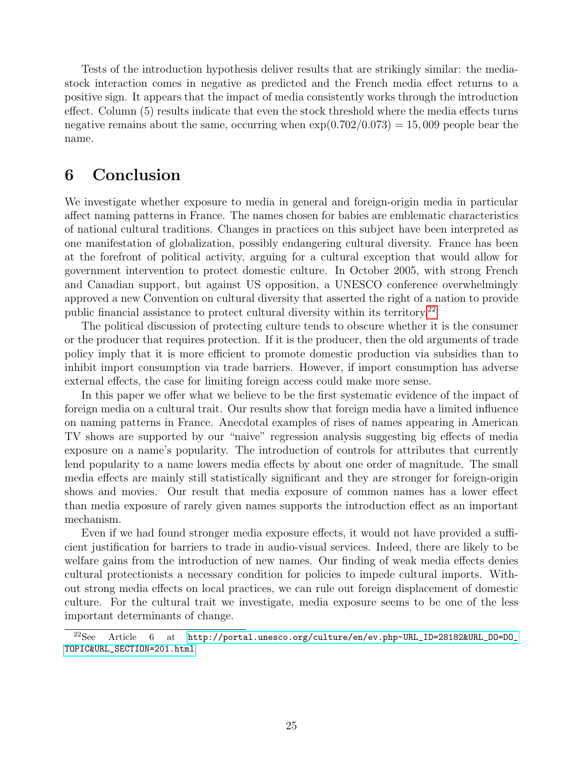Tests of the introduction hypothesis deliver results that are strikingly similar: the media-stock interaction comes in negative as predicted and the French media effect returns to a positive sign. It appears that the impact of media consistently works through the introduction effect. Column (5) results indicate that even the stock threshold where the media effects turns negative remains about the same, occurring when $\exp(0.702/0.073) = 15,009$ people bear the name.

# 6 Conclusion

We investigate whether exposure to media in general and foreign-origin media in particular affect naming patterns in France. The names chosen for babies are emblematic characteristics of national cultural traditions. Changes in practices on this subject have been interpreted as one manifestation of globalization, possibly endangering cultural diversity. France has been at the forefront of political activity, arguing for a cultural exception that would allow for government intervention to protect domestic culture. In October 2005, with strong French and Canadian support, but against US opposition, a UNESCO conference overwhelmingly approved a new Convention on cultural diversity that asserted the right of a nation to provide public financial assistance to protect cultural diversity within its territory.[22]

The political discussion of protecting culture tends to obscure whether it is the consumer or the producer that requires protection. If it is the producer, then the old arguments of trade policy imply that it is more efficient to promote domestic production via subsidies than to inhibit import consumption via trade barriers. However, if import consumption has adverse external effects, the case for limiting foreign access could make more sense.

In this paper we offer what we believe to be the first systematic evidence of the impact of foreign media on a cultural trait. Our results show that foreign media have a limited influence on naming patterns in France. Anecdotal examples of rises of names appearing in American TV shows are supported by our "naive" regression analysis suggesting big effects of media exposure on a name's popularity. The introduction of controls for attributes that currently lend popularity to a name lowers media effects by about one order of magnitude. The small media effects are mainly still statistically significant and they are stronger for foreign-origin shows and movies. Our result that media exposure of common names has a lower effect than media exposure of rarely given names supports the introduction effect as an important mechanism.

Even if we had found stronger media exposure effects, it would not have provided a sufficient justification for barriers to trade in audio-visual services. Indeed, there are likely to be welfare gains from the introduction of new names. Our finding of weak media effects denies cultural protectionists a necessary condition for policies to impede cultural imports. Without strong media effects on local practices, we can rule out foreign displacement of domestic culture. For the cultural trait we investigate, media exposure seems to be one of the less important determinants of change.

[22] See Article 6 at http://portal.unesco.org/culture/en/ev.php-URL_ID=28182&URL_DO=DO_TOPIC&URL_SECTION=201.html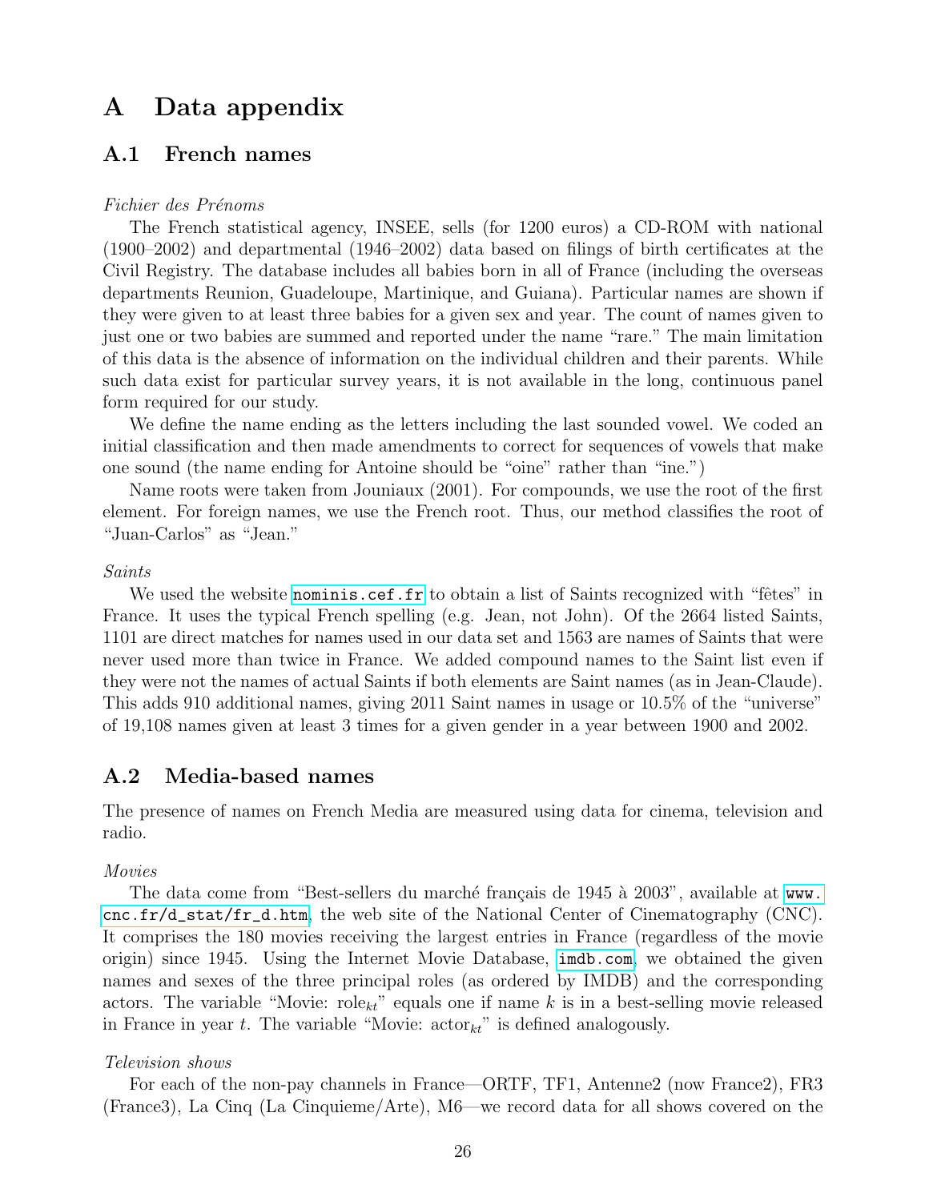# A Data appendix

## A.1 French names

*Fichier des Prénoms*

The French statistical agency, INSEE, sells (for 1200 euros) a CD-ROM with national (1900–2002) and departmental (1946–2002) data based on filings of birth certificates at the Civil Registry. The database includes all babies born in all of France (including the overseas departments Reunion, Guadeloupe, Martinique, and Guiana). Particular names are shown if they were given to at least three babies for a given sex and year. The count of names given to just one or two babies are summed and reported under the name "rare." The main limitation of this data is the absence of information on the individual children and their parents. While such data exist for particular survey years, it is not available in the long, continuous panel form required for our study.

We define the name ending as the letters including the last sounded vowel. We coded an initial classification and then made amendments to correct for sequences of vowels that make one sound (the name ending for Antoine should be "oine" rather than "ine.")

Name roots were taken from Jouniaux (2001). For compounds, we use the root of the first element. For foreign names, we use the French root. Thus, our method classifies the root of "Juan-Carlos" as "Jean."

*Saints*

We used the website `nominis.cef.fr` to obtain a list of Saints recognized with "fêtes" in France. It uses the typical French spelling (e.g. Jean, not John). Of the 2664 listed Saints, 1101 are direct matches for names used in our data set and 1563 are names of Saints that were never used more than twice in France. We added compound names to the Saint list even if they were not the names of actual Saints if both elements are Saint names (as in Jean-Claude). This adds 910 additional names, giving 2011 Saint names in usage or 10.5% of the "universe" of 19,108 names given at least 3 times for a given gender in a year between 1900 and 2002.

## A.2 Media-based names

The presence of names on French Media are measured using data for cinema, television and radio.

*Movies*

The data come from "Best-sellers du marché français de 1945 à 2003", available at `www.cnc.fr/d_stat/fr_d.htm`, the web site of the National Center of Cinematography (CNC). It comprises the 180 movies receiving the largest entries in France (regardless of the movie origin) since 1945. Using the Internet Movie Database, `imdb.com`, we obtained the given names and sexes of the three principal roles (as ordered by IMDB) and the corresponding actors. The variable "Movie: $\text{role}_{kt}$" equals one if name $k$ is in a best-selling movie released in France in year $t$. The variable "Movie: $\text{actor}_{kt}$" is defined analogously.

*Television shows*

For each of the non-pay channels in France—ORTF, TF1, Antenne2 (now France2), FR3 (France3), La Cinq (La Cinquieme/Arte), M6—we record data for all shows covered on the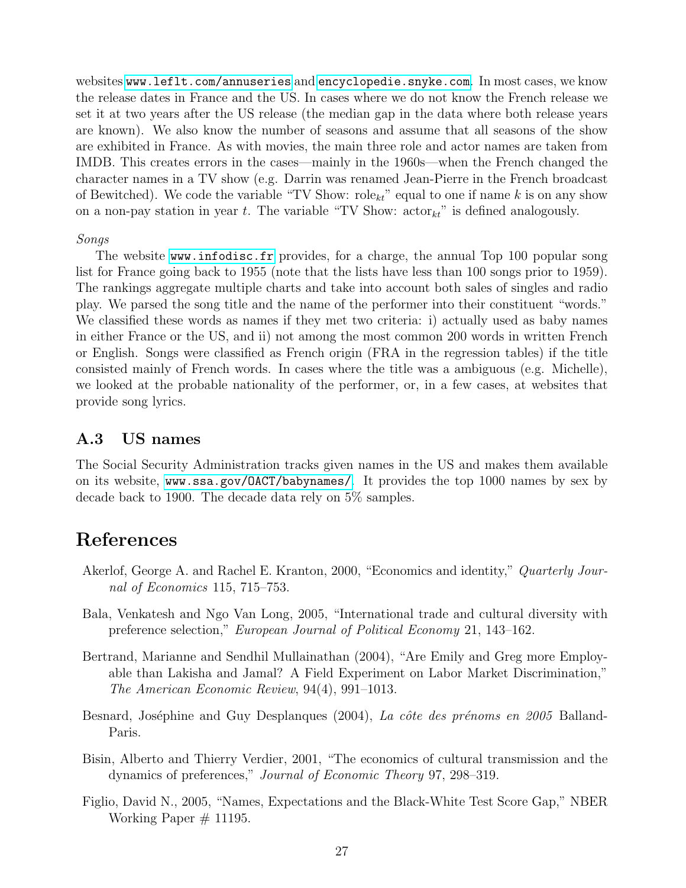websites www.leflt.com/annuseries and encyclopedie.snyke.com. In most cases, we know the release dates in France and the US. In cases where we do not know the French release we set it at two years after the US release (the median gap in the data where both release years are known). We also know the number of seasons and assume that all seasons of the show are exhibited in France. As with movies, the main three role and actor names are taken from IMDB. This creates errors in the cases—mainly in the 1960s—when the French changed the character names in a TV show (e.g. Darrin was renamed Jean-Pierre in the French broadcast of Bewitched). We code the variable "TV Show: $\text{role}_{kt}$" equal to one if name $k$ is on any show on a non-pay station in year $t$. The variable "TV Show: $\text{actor}_{kt}$" is defined analogously.

*Songs*

The website www.infodisc.fr provides, for a charge, the annual Top 100 popular song list for France going back to 1955 (note that the lists have less than 100 songs prior to 1959). The rankings aggregate multiple charts and take into account both sales of singles and radio play. We parsed the song title and the name of the performer into their constituent "words." We classified these words as names if they met two criteria: i) actually used as baby names in either France or the US, and ii) not among the most common 200 words in written French or English. Songs were classified as French origin (FRA in the regression tables) if the title consisted mainly of French words. In cases where the title was a ambiguous (e.g. Michelle), we looked at the probable nationality of the performer, or, in a few cases, at websites that provide song lyrics.

## A.3 US names

The Social Security Administration tracks given names in the US and makes them available on its website, www.ssa.gov/OACT/babynames/. It provides the top 1000 names by sex by decade back to 1900. The decade data rely on 5% samples.

# References

Akerlof, George A. and Rachel E. Kranton, 2000, "Economics and identity," *Quarterly Journal of Economics* 115, 715–753.

Bala, Venkatesh and Ngo Van Long, 2005, "International trade and cultural diversity with preference selection," *European Journal of Political Economy* 21, 143–162.

Bertrand, Marianne and Sendhil Mullainathan (2004), "Are Emily and Greg more Employable than Lakisha and Jamal? A Field Experiment on Labor Market Discrimination," *The American Economic Review*, 94(4), 991–1013.

Besnard, Joséphine and Guy Desplanques (2004), *La côte des prénoms en 2005* Balland-Paris.

Bisin, Alberto and Thierry Verdier, 2001, "The economics of cultural transmission and the dynamics of preferences," *Journal of Economic Theory* 97, 298–319.

Figlio, David N., 2005, "Names, Expectations and the Black-White Test Score Gap," NBER Working Paper # 11195.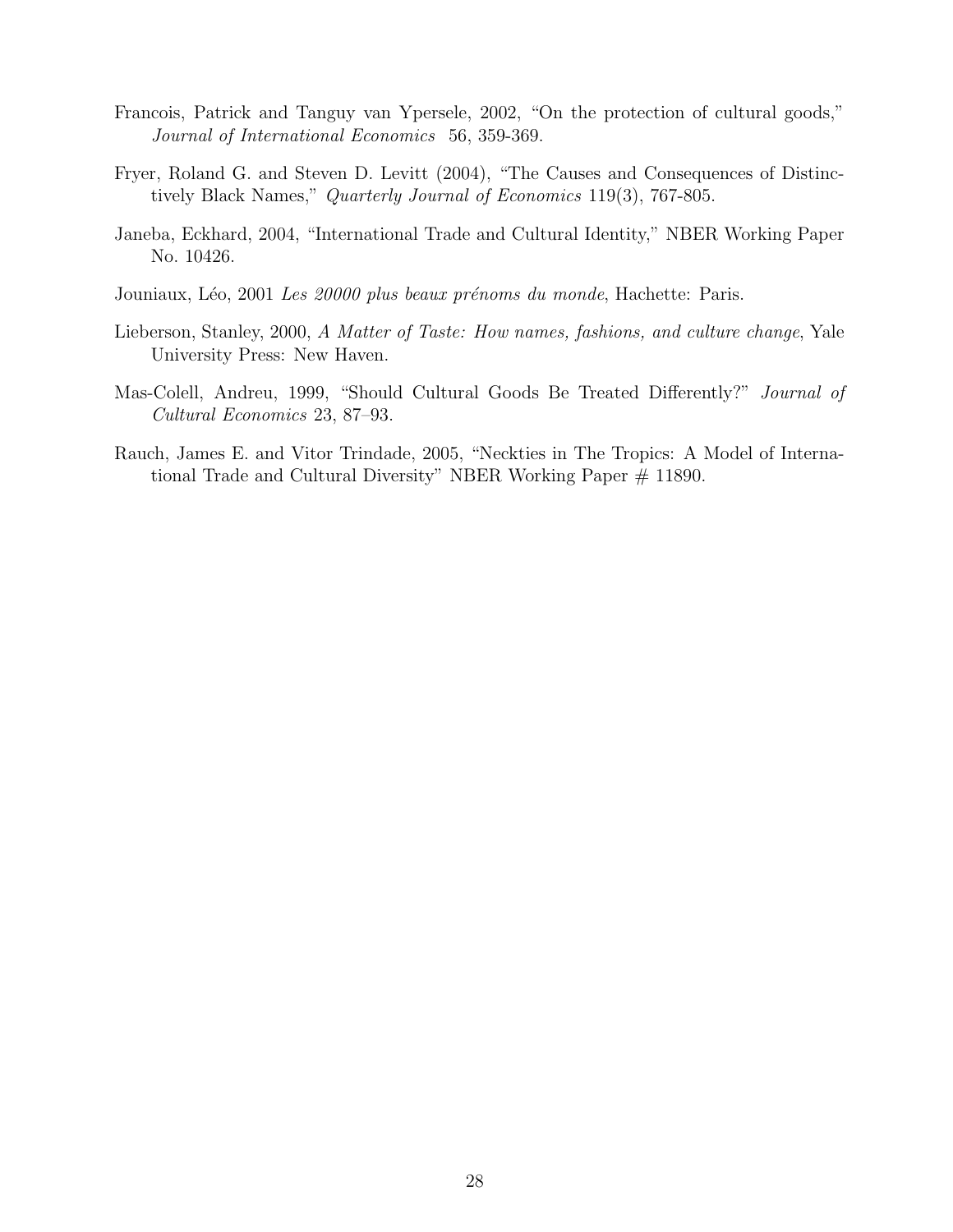Francois, Patrick and Tanguy van Ypersele, 2002, "On the protection of cultural goods," *Journal of International Economics* 56, 359-369.

Fryer, Roland G. and Steven D. Levitt (2004), "The Causes and Consequences of Distinctively Black Names," *Quarterly Journal of Economics* 119(3), 767-805.

Janeba, Eckhard, 2004, "International Trade and Cultural Identity," NBER Working Paper No. 10426.

Jouniaux, Léo, 2001 *Les 20000 plus beaux prénoms du monde*, Hachette: Paris.

Lieberson, Stanley, 2000, *A Matter of Taste: How names, fashions, and culture change*, Yale University Press: New Haven.

Mas-Colell, Andreu, 1999, "Should Cultural Goods Be Treated Differently?" *Journal of Cultural Economics* 23, 87–93.

Rauch, James E. and Vitor Trindade, 2005, "Neckties in The Tropics: A Model of International Trade and Cultural Diversity" NBER Working Paper # 11890.